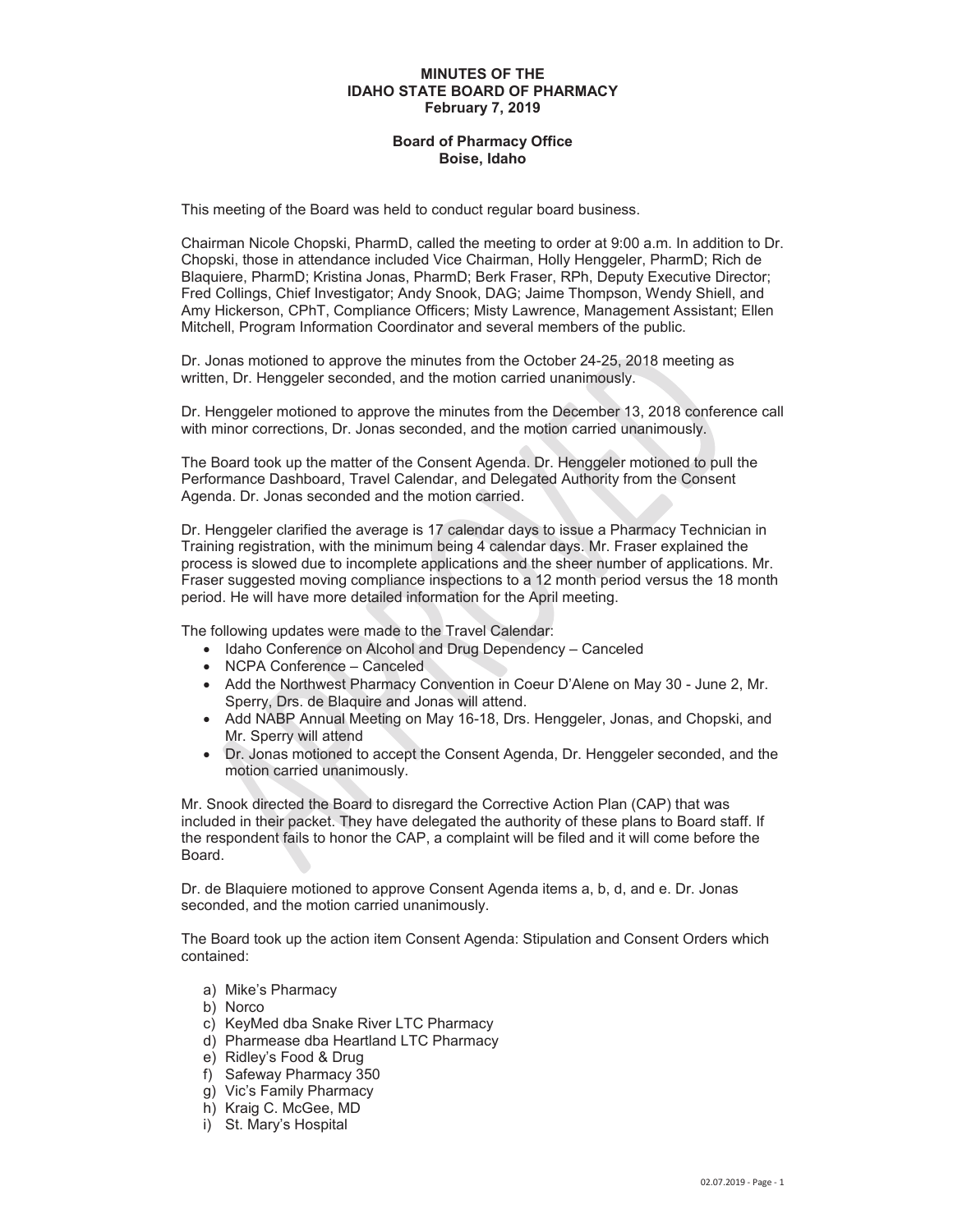**MINUTES OF THE**
**IDAHO STATE BOARD OF PHARMACY**
**February 7, 2019**

**Board of Pharmacy Office**
**Boise, Idaho**

This meeting of the Board was held to conduct regular board business.

Chairman Nicole Chopski, PharmD, called the meeting to order at 9:00 a.m. In addition to Dr. Chopski, those in attendance included Vice Chairman, Holly Henggeler, PharmD; Rich de Blaquiere, PharmD; Kristina Jonas, PharmD; Berk Fraser, RPh, Deputy Executive Director; Fred Collings, Chief Investigator; Andy Snook, DAG; Jaime Thompson, Wendy Shiell, and Amy Hickerson, CPhT, Compliance Officers; Misty Lawrence, Management Assistant; Ellen Mitchell, Program Information Coordinator and several members of the public.

Dr. Jonas motioned to approve the minutes from the October 24-25, 2018 meeting as written, Dr. Henggeler seconded, and the motion carried unanimously.

Dr. Henggeler motioned to approve the minutes from the December 13, 2018 conference call with minor corrections, Dr. Jonas seconded, and the motion carried unanimously.

The Board took up the matter of the Consent Agenda. Dr. Henggeler motioned to pull the Performance Dashboard, Travel Calendar, and Delegated Authority from the Consent Agenda. Dr. Jonas seconded and the motion carried.

Dr. Henggeler clarified the average is 17 calendar days to issue a Pharmacy Technician in Training registration, with the minimum being 4 calendar days. Mr. Fraser explained the process is slowed due to incomplete applications and the sheer number of applications. Mr. Fraser suggested moving compliance inspections to a 12 month period versus the 18 month period. He will have more detailed information for the April meeting.

The following updates were made to the Travel Calendar:

- Idaho Conference on Alcohol and Drug Dependency – Canceled
- NCPA Conference – Canceled
- Add the Northwest Pharmacy Convention in Coeur D'Alene on May 30 - June 2, Mr. Sperry, Drs. de Blaquire and Jonas will attend.
- Add NABP Annual Meeting on May 16-18, Drs. Henggeler, Jonas, and Chopski, and Mr. Sperry will attend
- Dr. Jonas motioned to accept the Consent Agenda, Dr. Henggeler seconded, and the motion carried unanimously.

Mr. Snook directed the Board to disregard the Corrective Action Plan (CAP) that was included in their packet. They have delegated the authority of these plans to Board staff. If the respondent fails to honor the CAP, a complaint will be filed and it will come before the Board.

Dr. de Blaquiere motioned to approve Consent Agenda items a, b, d, and e. Dr. Jonas seconded, and the motion carried unanimously.

The Board took up the action item Consent Agenda: Stipulation and Consent Orders which contained:

a) Mike's Pharmacy
b) Norco
c) KeyMed dba Snake River LTC Pharmacy
d) Pharmease dba Heartland LTC Pharmacy
e) Ridley's Food & Drug
f) Safeway Pharmacy 350
g) Vic's Family Pharmacy
h) Kraig C. McGee, MD
i) St. Mary's Hospital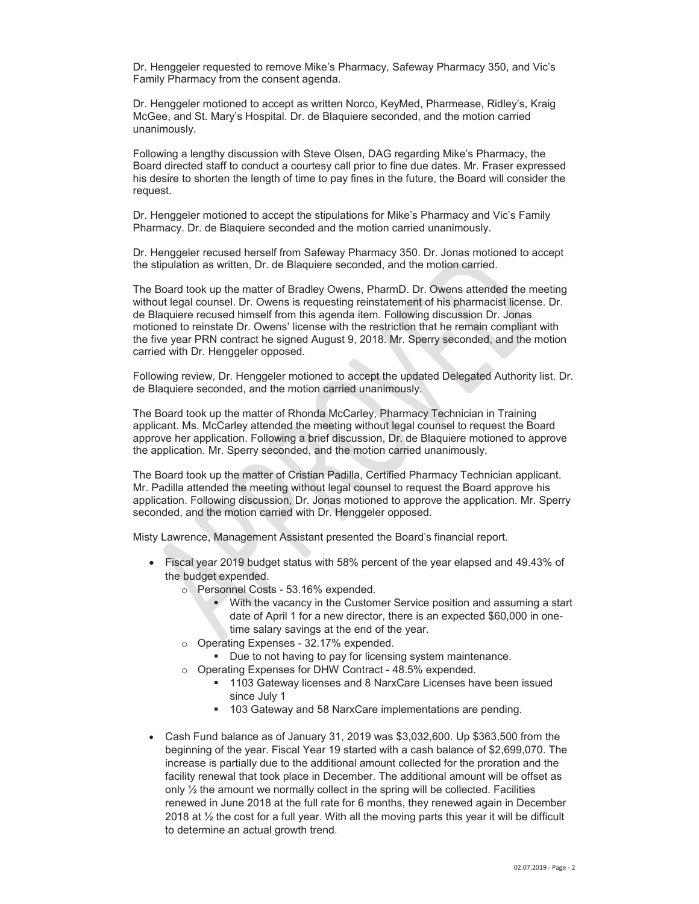Dr. Henggeler requested to remove Mike's Pharmacy, Safeway Pharmacy 350, and Vic's Family Pharmacy from the consent agenda.

Dr. Henggeler motioned to accept as written Norco, KeyMed, Pharmease, Ridley's, Kraig McGee, and St. Mary's Hospital. Dr. de Blaquiere seconded, and the motion carried unanimously.

Following a lengthy discussion with Steve Olsen, DAG regarding Mike's Pharmacy, the Board directed staff to conduct a courtesy call prior to fine due dates. Mr. Fraser expressed his desire to shorten the length of time to pay fines in the future, the Board will consider the request.

Dr. Henggeler motioned to accept the stipulations for Mike's Pharmacy and Vic's Family Pharmacy. Dr. de Blaquiere seconded and the motion carried unanimously.

Dr. Henggeler recused herself from Safeway Pharmacy 350. Dr. Jonas motioned to accept the stipulation as written, Dr. de Blaquiere seconded, and the motion carried.

The Board took up the matter of Bradley Owens, PharmD. Dr. Owens attended the meeting without legal counsel. Dr. Owens is requesting reinstatement of his pharmacist license. Dr. de Blaquiere recused himself from this agenda item. Following discussion Dr. Jonas motioned to reinstate Dr. Owens' license with the restriction that he remain compliant with the five year PRN contract he signed August 9, 2018. Mr. Sperry seconded, and the motion carried with Dr. Henggeler opposed.

Following review, Dr. Henggeler motioned to accept the updated Delegated Authority list. Dr. de Blaquiere seconded, and the motion carried unanimously.

The Board took up the matter of Rhonda McCarley, Pharmacy Technician in Training applicant. Ms. McCarley attended the meeting without legal counsel to request the Board approve her application. Following a brief discussion, Dr. de Blaquiere motioned to approve the application. Mr. Sperry seconded, and the motion carried unanimously.

The Board took up the matter of Cristian Padilla, Certified Pharmacy Technician applicant. Mr. Padilla attended the meeting without legal counsel to request the Board approve his application. Following discussion, Dr. Jonas motioned to approve the application. Mr. Sperry seconded, and the motion carried with Dr. Henggeler opposed.

Misty Lawrence, Management Assistant presented the Board's financial report.

- Fiscal year 2019 budget status with 58% percent of the year elapsed and 49.43% of the budget expended.
    - Personnel Costs - 53.16% expended.
        - With the vacancy in the Customer Service position and assuming a start date of April 1 for a new director, there is an expected $60,000 in one-time salary savings at the end of the year.
    - Operating Expenses - 32.17% expended.
        - Due to not having to pay for licensing system maintenance.
    - Operating Expenses for DHW Contract - 48.5% expended.
        - 1103 Gateway licenses and 8 NarxCare Licenses have been issued since July 1
        - 103 Gateway and 58 NarxCare implementations are pending.
- Cash Fund balance as of January 31, 2019 was $3,032,600. Up $363,500 from the beginning of the year. Fiscal Year 19 started with a cash balance of $2,699,070. The increase is partially due to the additional amount collected for the proration and the facility renewal that took place in December. The additional amount will be offset as only ½ the amount we normally collect in the spring will be collected. Facilities renewed in June 2018 at the full rate for 6 months, they renewed again in December 2018 at ½ the cost for a full year. With all the moving parts this year it will be difficult to determine an actual growth trend.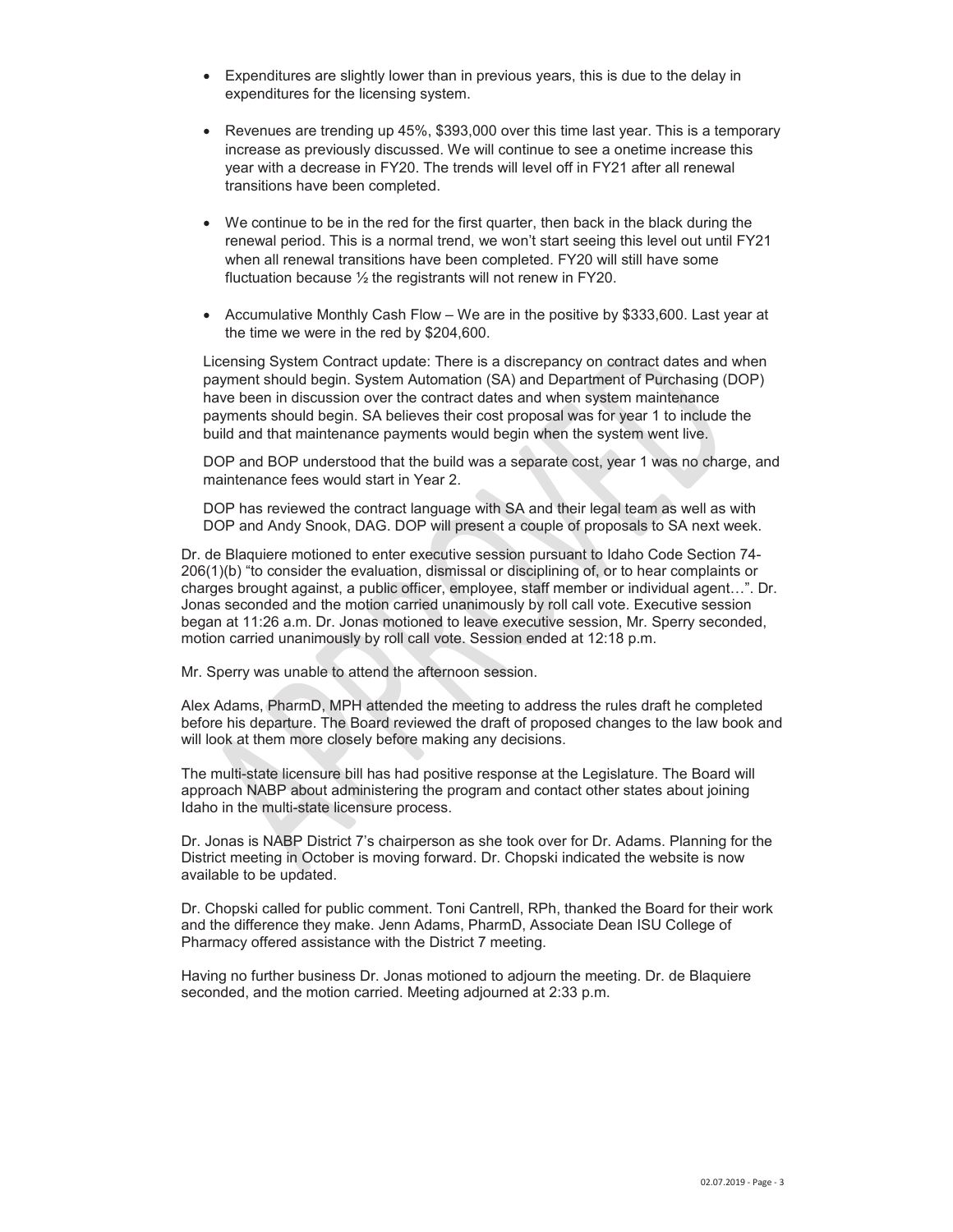- Expenditures are slightly lower than in previous years, this is due to the delay in expenditures for the licensing system.

- Revenues are trending up 45%, $393,000 over this time last year. This is a temporary increase as previously discussed. We will continue to see a onetime increase this year with a decrease in FY20. The trends will level off in FY21 after all renewal transitions have been completed.

- We continue to be in the red for the first quarter, then back in the black during the renewal period. This is a normal trend, we won't start seeing this level out until FY21 when all renewal transitions have been completed. FY20 will still have some fluctuation because ½ the registrants will not renew in FY20.

- Accumulative Monthly Cash Flow – We are in the positive by $333,600. Last year at the time we were in the red by $204,600.

Licensing System Contract update: There is a discrepancy on contract dates and when payment should begin. System Automation (SA) and Department of Purchasing (DOP) have been in discussion over the contract dates and when system maintenance payments should begin. SA believes their cost proposal was for year 1 to include the build and that maintenance payments would begin when the system went live.

DOP and BOP understood that the build was a separate cost, year 1 was no charge, and maintenance fees would start in Year 2.

DOP has reviewed the contract language with SA and their legal team as well as with DOP and Andy Snook, DAG. DOP will present a couple of proposals to SA next week.

Dr. de Blaquiere motioned to enter executive session pursuant to Idaho Code Section 74-206(1)(b) "to consider the evaluation, dismissal or disciplining of, or to hear complaints or charges brought against, a public officer, employee, staff member or individual agent…". Dr. Jonas seconded and the motion carried unanimously by roll call vote. Executive session began at 11:26 a.m. Dr. Jonas motioned to leave executive session, Mr. Sperry seconded, motion carried unanimously by roll call vote. Session ended at 12:18 p.m.

Mr. Sperry was unable to attend the afternoon session.

Alex Adams, PharmD, MPH attended the meeting to address the rules draft he completed before his departure. The Board reviewed the draft of proposed changes to the law book and will look at them more closely before making any decisions.

The multi-state licensure bill has had positive response at the Legislature. The Board will approach NABP about administering the program and contact other states about joining Idaho in the multi-state licensure process.

Dr. Jonas is NABP District 7's chairperson as she took over for Dr. Adams. Planning for the District meeting in October is moving forward. Dr. Chopski indicated the website is now available to be updated.

Dr. Chopski called for public comment. Toni Cantrell, RPh, thanked the Board for their work and the difference they make. Jenn Adams, PharmD, Associate Dean ISU College of Pharmacy offered assistance with the District 7 meeting.

Having no further business Dr. Jonas motioned to adjourn the meeting. Dr. de Blaquiere seconded, and the motion carried. Meeting adjourned at 2:33 p.m.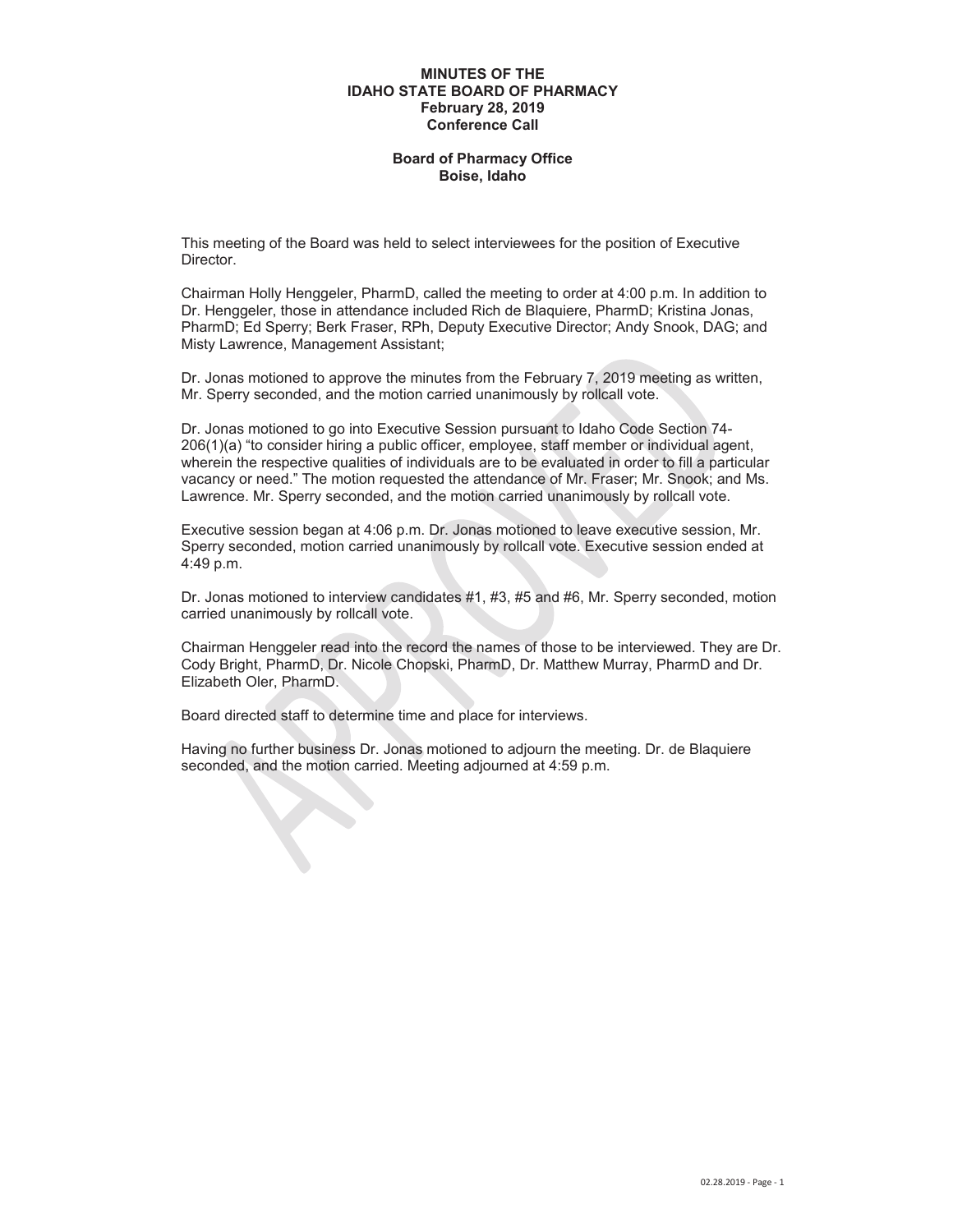# MINUTES OF THE IDAHO STATE BOARD OF PHARMACY
## February 28, 2019
## Conference Call

### Board of Pharmacy Office
### Boise, Idaho

This meeting of the Board was held to select interviewees for the position of Executive Director.

Chairman Holly Henggeler, PharmD, called the meeting to order at 4:00 p.m. In addition to Dr. Henggeler, those in attendance included Rich de Blaquiere, PharmD; Kristina Jonas, PharmD; Ed Sperry; Berk Fraser, RPh, Deputy Executive Director; Andy Snook, DAG; and Misty Lawrence, Management Assistant;

Dr. Jonas motioned to approve the minutes from the February 7, 2019 meeting as written, Mr. Sperry seconded, and the motion carried unanimously by rollcall vote.

Dr. Jonas motioned to go into Executive Session pursuant to Idaho Code Section 74-206(1)(a) "to consider hiring a public officer, employee, staff member or individual agent, wherein the respective qualities of individuals are to be evaluated in order to fill a particular vacancy or need." The motion requested the attendance of Mr. Fraser; Mr. Snook; and Ms. Lawrence. Mr. Sperry seconded, and the motion carried unanimously by rollcall vote.

Executive session began at 4:06 p.m. Dr. Jonas motioned to leave executive session, Mr. Sperry seconded, motion carried unanimously by rollcall vote. Executive session ended at 4:49 p.m.

Dr. Jonas motioned to interview candidates #1, #3, #5 and #6, Mr. Sperry seconded, motion carried unanimously by rollcall vote.

Chairman Henggeler read into the record the names of those to be interviewed. They are Dr. Cody Bright, PharmD, Dr. Nicole Chopski, PharmD, Dr. Matthew Murray, PharmD and Dr. Elizabeth Oler, PharmD.

Board directed staff to determine time and place for interviews.

Having no further business Dr. Jonas motioned to adjourn the meeting. Dr. de Blaquiere seconded, and the motion carried. Meeting adjourned at 4:59 p.m.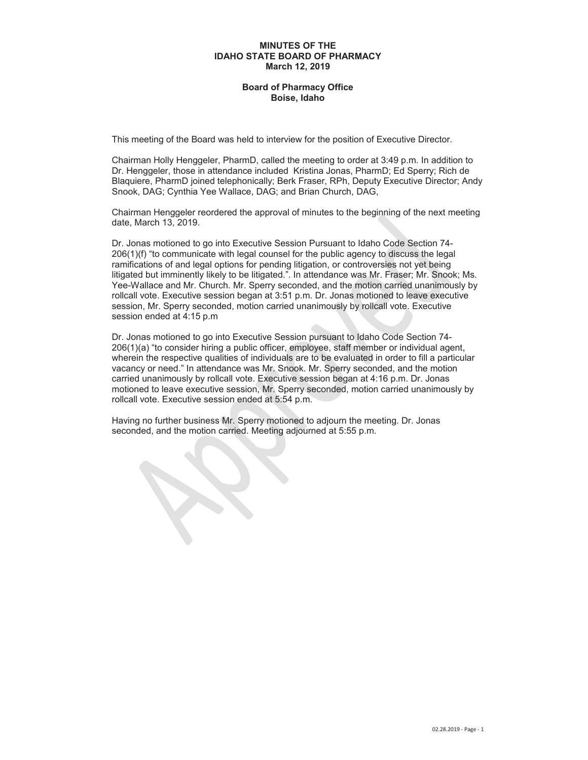**MINUTES OF THE**
**IDAHO STATE BOARD OF PHARMACY**
**March 12, 2019**

**Board of Pharmacy Office**
**Boise, Idaho**

This meeting of the Board was held to interview for the position of Executive Director.

Chairman Holly Henggeler, PharmD, called the meeting to order at 3:49 p.m. In addition to Dr. Henggeler, those in attendance included Kristina Jonas, PharmD; Ed Sperry; Rich de Blaquiere, PharmD joined telephonically; Berk Fraser, RPh, Deputy Executive Director; Andy Snook, DAG; Cynthia Yee Wallace, DAG; and Brian Church, DAG,

Chairman Henggeler reordered the approval of minutes to the beginning of the next meeting date, March 13, 2019.

Dr. Jonas motioned to go into Executive Session Pursuant to Idaho Code Section 74-206(1)(f) "to communicate with legal counsel for the public agency to discuss the legal ramifications of and legal options for pending litigation, or controversies not yet being litigated but imminently likely to be litigated.". In attendance was Mr. Fraser; Mr. Snook; Ms. Yee-Wallace and Mr. Church. Mr. Sperry seconded, and the motion carried unanimously by rollcall vote. Executive session began at 3:51 p.m. Dr. Jonas motioned to leave executive session, Mr. Sperry seconded, motion carried unanimously by rollcall vote. Executive session ended at 4:15 p.m

Dr. Jonas motioned to go into Executive Session pursuant to Idaho Code Section 74-206(1)(a) "to consider hiring a public officer, employee, staff member or individual agent, wherein the respective qualities of individuals are to be evaluated in order to fill a particular vacancy or need." In attendance was Mr. Snook. Mr. Sperry seconded, and the motion carried unanimously by rollcall vote. Executive session began at 4:16 p.m. Dr. Jonas motioned to leave executive session, Mr. Sperry seconded, motion carried unanimously by rollcall vote. Executive session ended at 5:54 p.m.

Having no further business Mr. Sperry motioned to adjourn the meeting. Dr. Jonas seconded, and the motion carried. Meeting adjourned at 5:55 p.m.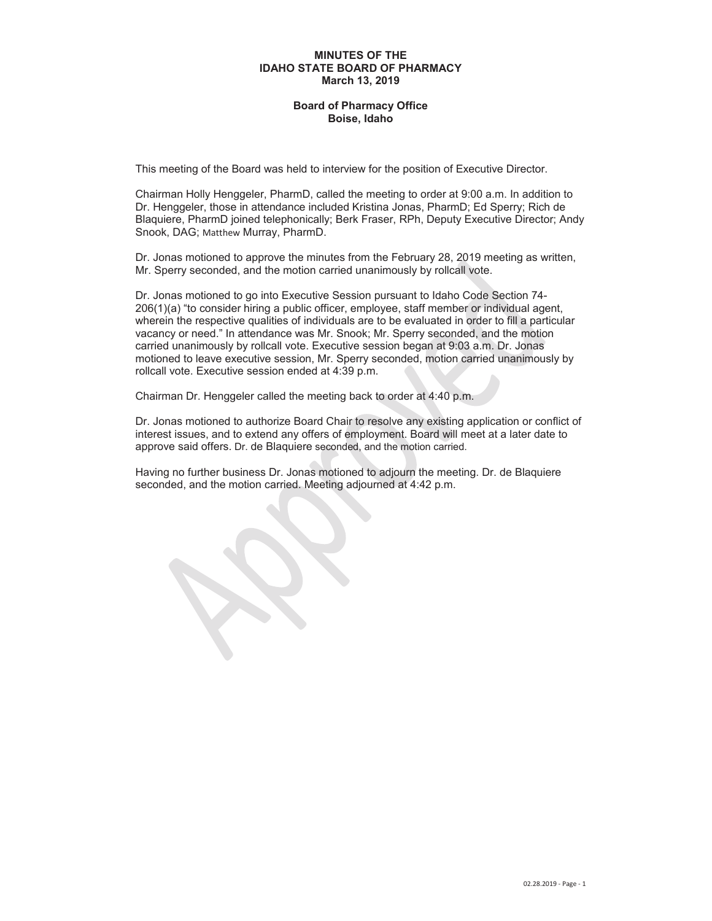# MINUTES OF THE IDAHO STATE BOARD OF PHARMACY
## March 13, 2019

**Board of Pharmacy Office**
**Boise, Idaho**

This meeting of the Board was held to interview for the position of Executive Director.

Chairman Holly Henggeler, PharmD, called the meeting to order at 9:00 a.m. In addition to Dr. Henggeler, those in attendance included Kristina Jonas, PharmD; Ed Sperry; Rich de Blaquiere, PharmD joined telephonically; Berk Fraser, RPh, Deputy Executive Director; Andy Snook, DAG; Matthew Murray, PharmD.

Dr. Jonas motioned to approve the minutes from the February 28, 2019 meeting as written, Mr. Sperry seconded, and the motion carried unanimously by rollcall vote.

Dr. Jonas motioned to go into Executive Session pursuant to Idaho Code Section 74-206(1)(a) "to consider hiring a public officer, employee, staff member or individual agent, wherein the respective qualities of individuals are to be evaluated in order to fill a particular vacancy or need." In attendance was Mr. Snook; Mr. Sperry seconded, and the motion carried unanimously by rollcall vote. Executive session began at 9:03 a.m. Dr. Jonas motioned to leave executive session, Mr. Sperry seconded, motion carried unanimously by rollcall vote. Executive session ended at 4:39 p.m.

Chairman Dr. Henggeler called the meeting back to order at 4:40 p.m.

Dr. Jonas motioned to authorize Board Chair to resolve any existing application or conflict of interest issues, and to extend any offers of employment. Board will meet at a later date to approve said offers. Dr. de Blaquiere seconded, and the motion carried.

Having no further business Dr. Jonas motioned to adjourn the meeting. Dr. de Blaquiere seconded, and the motion carried. Meeting adjourned at 4:42 p.m.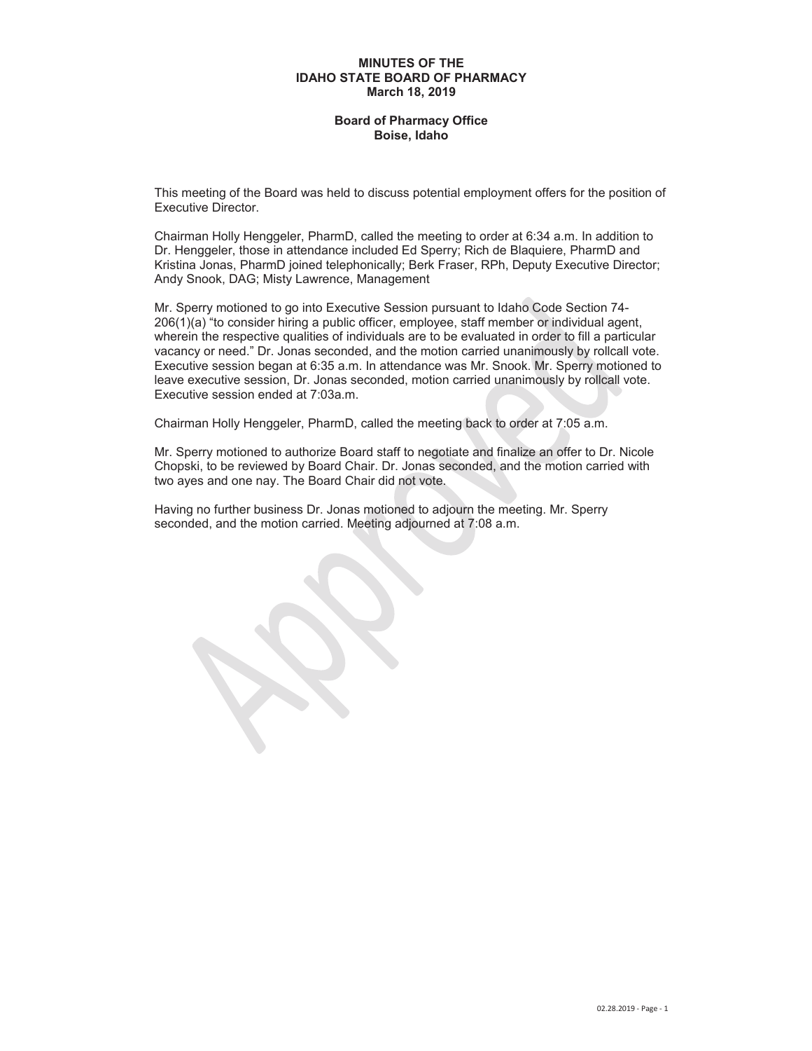# MINUTES OF THE IDAHO STATE BOARD OF PHARMACY
## March 18, 2019

### Board of Pharmacy Office
### Boise, Idaho

This meeting of the Board was held to discuss potential employment offers for the position of Executive Director.

Chairman Holly Henggeler, PharmD, called the meeting to order at 6:34 a.m. In addition to Dr. Henggeler, those in attendance included Ed Sperry; Rich de Blaquiere, PharmD and Kristina Jonas, PharmD joined telephonically; Berk Fraser, RPh, Deputy Executive Director; Andy Snook, DAG; Misty Lawrence, Management

Mr. Sperry motioned to go into Executive Session pursuant to Idaho Code Section 74-206(1)(a) "to consider hiring a public officer, employee, staff member or individual agent, wherein the respective qualities of individuals are to be evaluated in order to fill a particular vacancy or need." Dr. Jonas seconded, and the motion carried unanimously by rollcall vote. Executive session began at 6:35 a.m. In attendance was Mr. Snook. Mr. Sperry motioned to leave executive session, Dr. Jonas seconded, motion carried unanimously by rollcall vote. Executive session ended at 7:03a.m.

Chairman Holly Henggeler, PharmD, called the meeting back to order at 7:05 a.m.

Mr. Sperry motioned to authorize Board staff to negotiate and finalize an offer to Dr. Nicole Chopski, to be reviewed by Board Chair. Dr. Jonas seconded, and the motion carried with two ayes and one nay. The Board Chair did not vote.

Having no further business Dr. Jonas motioned to adjourn the meeting. Mr. Sperry seconded, and the motion carried. Meeting adjourned at 7:08 a.m.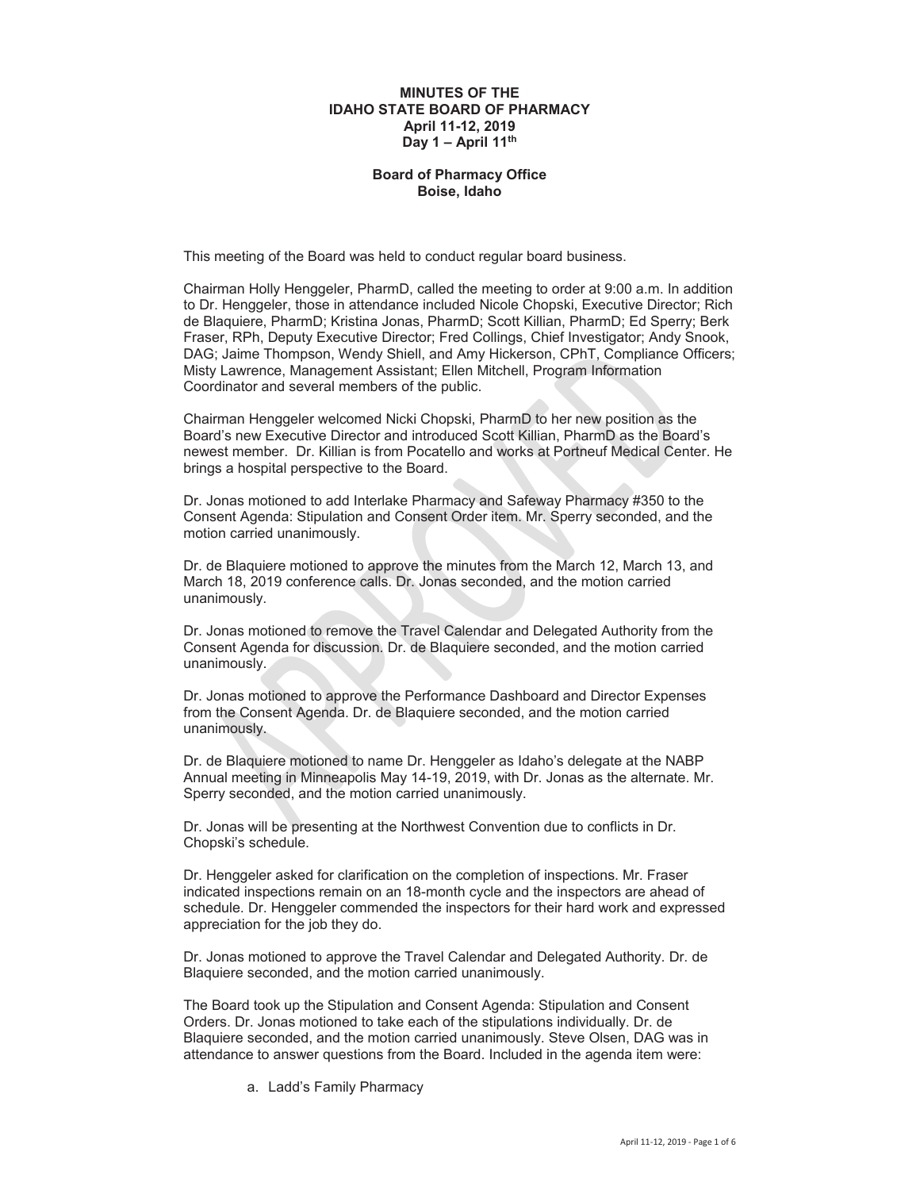**MINUTES OF THE**
**IDAHO STATE BOARD OF PHARMACY**
**April 11-12, 2019**
**Day 1 – April 11th**

**Board of Pharmacy Office**
**Boise, Idaho**

This meeting of the Board was held to conduct regular board business.

Chairman Holly Henggeler, PharmD, called the meeting to order at 9:00 a.m. In addition to Dr. Henggeler, those in attendance included Nicole Chopski, Executive Director; Rich de Blaquiere, PharmD; Kristina Jonas, PharmD; Scott Killian, PharmD; Ed Sperry; Berk Fraser, RPh, Deputy Executive Director; Fred Collings, Chief Investigator; Andy Snook, DAG; Jaime Thompson, Wendy Shiell, and Amy Hickerson, CPhT, Compliance Officers; Misty Lawrence, Management Assistant; Ellen Mitchell, Program Information Coordinator and several members of the public.

Chairman Henggeler welcomed Nicki Chopski, PharmD to her new position as the Board's new Executive Director and introduced Scott Killian, PharmD as the Board's newest member. Dr. Killian is from Pocatello and works at Portneuf Medical Center. He brings a hospital perspective to the Board.

Dr. Jonas motioned to add Interlake Pharmacy and Safeway Pharmacy #350 to the Consent Agenda: Stipulation and Consent Order item. Mr. Sperry seconded, and the motion carried unanimously.

Dr. de Blaquiere motioned to approve the minutes from the March 12, March 13, and March 18, 2019 conference calls. Dr. Jonas seconded, and the motion carried unanimously.

Dr. Jonas motioned to remove the Travel Calendar and Delegated Authority from the Consent Agenda for discussion. Dr. de Blaquiere seconded, and the motion carried unanimously.

Dr. Jonas motioned to approve the Performance Dashboard and Director Expenses from the Consent Agenda. Dr. de Blaquiere seconded, and the motion carried unanimously.

Dr. de Blaquiere motioned to name Dr. Henggeler as Idaho's delegate at the NABP Annual meeting in Minneapolis May 14-19, 2019, with Dr. Jonas as the alternate. Mr. Sperry seconded, and the motion carried unanimously.

Dr. Jonas will be presenting at the Northwest Convention due to conflicts in Dr. Chopski's schedule.

Dr. Henggeler asked for clarification on the completion of inspections. Mr. Fraser indicated inspections remain on an 18-month cycle and the inspectors are ahead of schedule. Dr. Henggeler commended the inspectors for their hard work and expressed appreciation for the job they do.

Dr. Jonas motioned to approve the Travel Calendar and Delegated Authority. Dr. de Blaquiere seconded, and the motion carried unanimously.

The Board took up the Stipulation and Consent Agenda: Stipulation and Consent Orders. Dr. Jonas motioned to take each of the stipulations individually. Dr. de Blaquiere seconded, and the motion carried unanimously. Steve Olsen, DAG was in attendance to answer questions from the Board. Included in the agenda item were:

a. Ladd's Family Pharmacy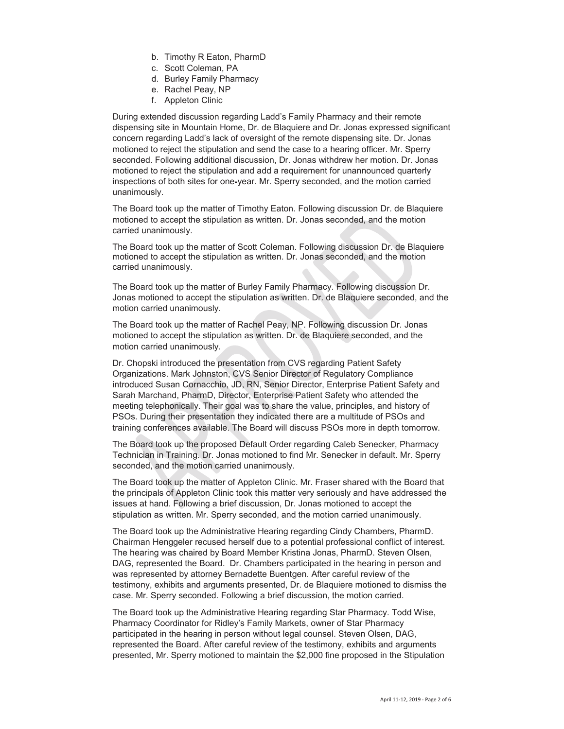b. Timothy R Eaton, PharmD
c. Scott Coleman, PA
d. Burley Family Pharmacy
e. Rachel Peay, NP
f. Appleton Clinic

During extended discussion regarding Ladd's Family Pharmacy and their remote dispensing site in Mountain Home, Dr. de Blaquiere and Dr. Jonas expressed significant concern regarding Ladd's lack of oversight of the remote dispensing site. Dr. Jonas motioned to reject the stipulation and send the case to a hearing officer. Mr. Sperry seconded. Following additional discussion, Dr. Jonas withdrew her motion. Dr. Jonas motioned to reject the stipulation and add a requirement for unannounced quarterly inspections of both sites for one-year. Mr. Sperry seconded, and the motion carried unanimously.

The Board took up the matter of Timothy Eaton. Following discussion Dr. de Blaquiere motioned to accept the stipulation as written. Dr. Jonas seconded, and the motion carried unanimously.

The Board took up the matter of Scott Coleman. Following discussion Dr. de Blaquiere motioned to accept the stipulation as written. Dr. Jonas seconded, and the motion carried unanimously.

The Board took up the matter of Burley Family Pharmacy. Following discussion Dr. Jonas motioned to accept the stipulation as written. Dr. de Blaquiere seconded, and the motion carried unanimously.

The Board took up the matter of Rachel Peay, NP. Following discussion Dr. Jonas motioned to accept the stipulation as written. Dr. de Blaquiere seconded, and the motion carried unanimously.

Dr. Chopski introduced the presentation from CVS regarding Patient Safety Organizations. Mark Johnston, CVS Senior Director of Regulatory Compliance introduced Susan Cornacchio, JD, RN, Senior Director, Enterprise Patient Safety and Sarah Marchand, PharmD, Director, Enterprise Patient Safety who attended the meeting telephonically. Their goal was to share the value, principles, and history of PSOs. During their presentation they indicated there are a multitude of PSOs and training conferences available. The Board will discuss PSOs more in depth tomorrow.

The Board took up the proposed Default Order regarding Caleb Senecker, Pharmacy Technician in Training. Dr. Jonas motioned to find Mr. Senecker in default. Mr. Sperry seconded, and the motion carried unanimously.

The Board took up the matter of Appleton Clinic. Mr. Fraser shared with the Board that the principals of Appleton Clinic took this matter very seriously and have addressed the issues at hand. Following a brief discussion, Dr. Jonas motioned to accept the stipulation as written. Mr. Sperry seconded, and the motion carried unanimously.

The Board took up the Administrative Hearing regarding Cindy Chambers, PharmD. Chairman Henggeler recused herself due to a potential professional conflict of interest. The hearing was chaired by Board Member Kristina Jonas, PharmD. Steven Olsen, DAG, represented the Board. Dr. Chambers participated in the hearing in person and was represented by attorney Bernadette Buentgen. After careful review of the testimony, exhibits and arguments presented, Dr. de Blaquiere motioned to dismiss the case. Mr. Sperry seconded. Following a brief discussion, the motion carried.

The Board took up the Administrative Hearing regarding Star Pharmacy. Todd Wise, Pharmacy Coordinator for Ridley's Family Markets, owner of Star Pharmacy participated in the hearing in person without legal counsel. Steven Olsen, DAG, represented the Board. After careful review of the testimony, exhibits and arguments presented, Mr. Sperry motioned to maintain the $2,000 fine proposed in the Stipulation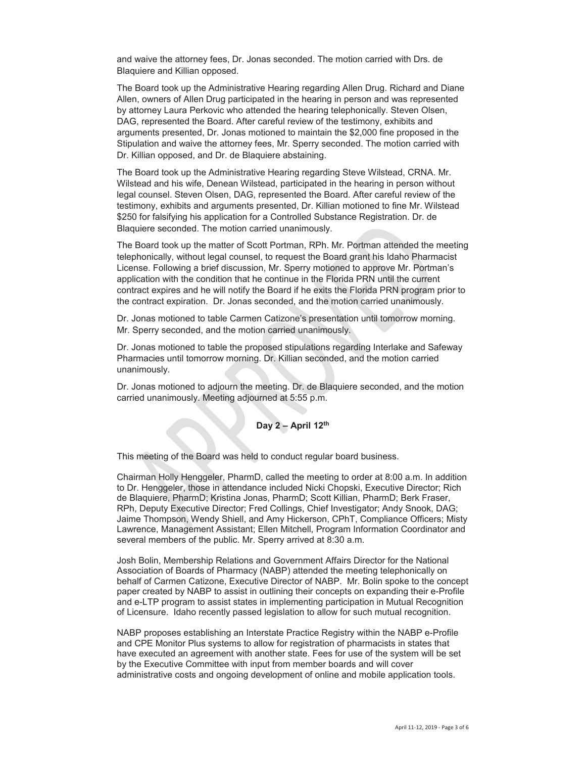and waive the attorney fees, Dr. Jonas seconded. The motion carried with Drs. de Blaquiere and Killian opposed.

The Board took up the Administrative Hearing regarding Allen Drug. Richard and Diane Allen, owners of Allen Drug participated in the hearing in person and was represented by attorney Laura Perkovic who attended the hearing telephonically. Steven Olsen, DAG, represented the Board. After careful review of the testimony, exhibits and arguments presented, Dr. Jonas motioned to maintain the $2,000 fine proposed in the Stipulation and waive the attorney fees, Mr. Sperry seconded. The motion carried with Dr. Killian opposed, and Dr. de Blaquiere abstaining.

The Board took up the Administrative Hearing regarding Steve Wilstead, CRNA. Mr. Wilstead and his wife, Denean Wilstead, participated in the hearing in person without legal counsel. Steven Olsen, DAG, represented the Board. After careful review of the testimony, exhibits and arguments presented, Dr. Killian motioned to fine Mr. Wilstead $250 for falsifying his application for a Controlled Substance Registration. Dr. de Blaquiere seconded. The motion carried unanimously.

The Board took up the matter of Scott Portman, RPh. Mr. Portman attended the meeting telephonically, without legal counsel, to request the Board grant his Idaho Pharmacist License. Following a brief discussion, Mr. Sperry motioned to approve Mr. Portman's application with the condition that he continue in the Florida PRN until the current contract expires and he will notify the Board if he exits the Florida PRN program prior to the contract expiration. Dr. Jonas seconded, and the motion carried unanimously.

Dr. Jonas motioned to table Carmen Catizone's presentation until tomorrow morning. Mr. Sperry seconded, and the motion carried unanimously.

Dr. Jonas motioned to table the proposed stipulations regarding Interlake and Safeway Pharmacies until tomorrow morning. Dr. Killian seconded, and the motion carried unanimously.

Dr. Jonas motioned to adjourn the meeting. Dr. de Blaquiere seconded, and the motion carried unanimously. Meeting adjourned at 5:55 p.m.

**Day 2 – April 12th**

This meeting of the Board was held to conduct regular board business.

Chairman Holly Henggeler, PharmD, called the meeting to order at 8:00 a.m. In addition to Dr. Henggeler, those in attendance included Nicki Chopski, Executive Director; Rich de Blaquiere, PharmD; Kristina Jonas, PharmD; Scott Killian, PharmD; Berk Fraser, RPh, Deputy Executive Director; Fred Collings, Chief Investigator; Andy Snook, DAG; Jaime Thompson, Wendy Shiell, and Amy Hickerson, CPhT, Compliance Officers; Misty Lawrence, Management Assistant; Ellen Mitchell, Program Information Coordinator and several members of the public. Mr. Sperry arrived at 8:30 a.m.

Josh Bolin, Membership Relations and Government Affairs Director for the National Association of Boards of Pharmacy (NABP) attended the meeting telephonically on behalf of Carmen Catizone, Executive Director of NABP. Mr. Bolin spoke to the concept paper created by NABP to assist in outlining their concepts on expanding their e-Profile and e-LTP program to assist states in implementing participation in Mutual Recognition of Licensure. Idaho recently passed legislation to allow for such mutual recognition.

NABP proposes establishing an Interstate Practice Registry within the NABP e-Profile and CPE Monitor Plus systems to allow for registration of pharmacists in states that have executed an agreement with another state. Fees for use of the system will be set by the Executive Committee with input from member boards and will cover administrative costs and ongoing development of online and mobile application tools.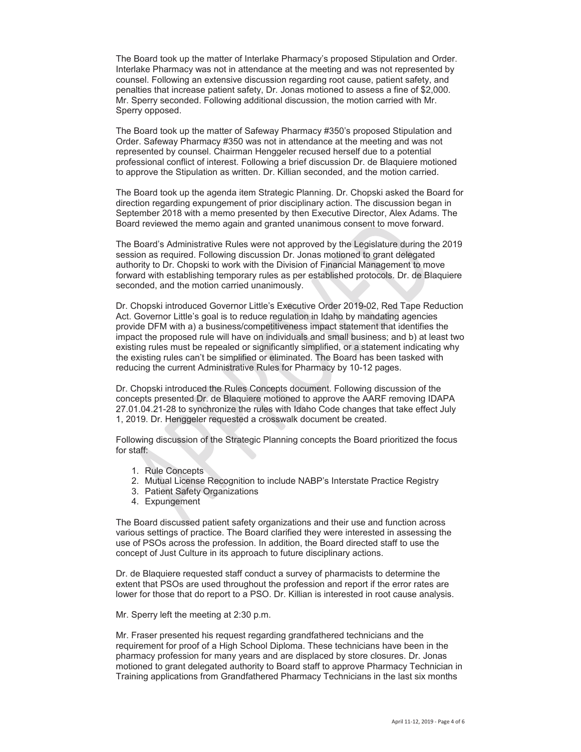The Board took up the matter of Interlake Pharmacy's proposed Stipulation and Order. Interlake Pharmacy was not in attendance at the meeting and was not represented by counsel. Following an extensive discussion regarding root cause, patient safety, and penalties that increase patient safety, Dr. Jonas motioned to assess a fine of $2,000. Mr. Sperry seconded. Following additional discussion, the motion carried with Mr. Sperry opposed.

The Board took up the matter of Safeway Pharmacy #350's proposed Stipulation and Order. Safeway Pharmacy #350 was not in attendance at the meeting and was not represented by counsel. Chairman Henggeler recused herself due to a potential professional conflict of interest. Following a brief discussion Dr. de Blaquiere motioned to approve the Stipulation as written. Dr. Killian seconded, and the motion carried.

The Board took up the agenda item Strategic Planning. Dr. Chopski asked the Board for direction regarding expungement of prior disciplinary action. The discussion began in September 2018 with a memo presented by then Executive Director, Alex Adams. The Board reviewed the memo again and granted unanimous consent to move forward.

The Board's Administrative Rules were not approved by the Legislature during the 2019 session as required. Following discussion Dr. Jonas motioned to grant delegated authority to Dr. Chopski to work with the Division of Financial Management to move forward with establishing temporary rules as per established protocols. Dr. de Blaquiere seconded, and the motion carried unanimously.

Dr. Chopski introduced Governor Little's Executive Order 2019-02, Red Tape Reduction Act. Governor Little's goal is to reduce regulation in Idaho by mandating agencies provide DFM with a) a business/competitiveness impact statement that identifies the impact the proposed rule will have on individuals and small business; and b) at least two existing rules must be repealed or significantly simplified, or a statement indicating why the existing rules can't be simplified or eliminated. The Board has been tasked with reducing the current Administrative Rules for Pharmacy by 10-12 pages.

Dr. Chopski introduced the Rules Concepts document. Following discussion of the concepts presented Dr. de Blaquiere motioned to approve the AARF removing IDAPA 27.01.04.21-28 to synchronize the rules with Idaho Code changes that take effect July 1, 2019. Dr. Henggeler requested a crosswalk document be created.

Following discussion of the Strategic Planning concepts the Board prioritized the focus for staff:

1. Rule Concepts
2. Mutual License Recognition to include NABP's Interstate Practice Registry
3. Patient Safety Organizations
4. Expungement

The Board discussed patient safety organizations and their use and function across various settings of practice. The Board clarified they were interested in assessing the use of PSOs across the profession. In addition, the Board directed staff to use the concept of Just Culture in its approach to future disciplinary actions.

Dr. de Blaquiere requested staff conduct a survey of pharmacists to determine the extent that PSOs are used throughout the profession and report if the error rates are lower for those that do report to a PSO. Dr. Killian is interested in root cause analysis.

Mr. Sperry left the meeting at 2:30 p.m.

Mr. Fraser presented his request regarding grandfathered technicians and the requirement for proof of a High School Diploma. These technicians have been in the pharmacy profession for many years and are displaced by store closures. Dr. Jonas motioned to grant delegated authority to Board staff to approve Pharmacy Technician in Training applications from Grandfathered Pharmacy Technicians in the last six months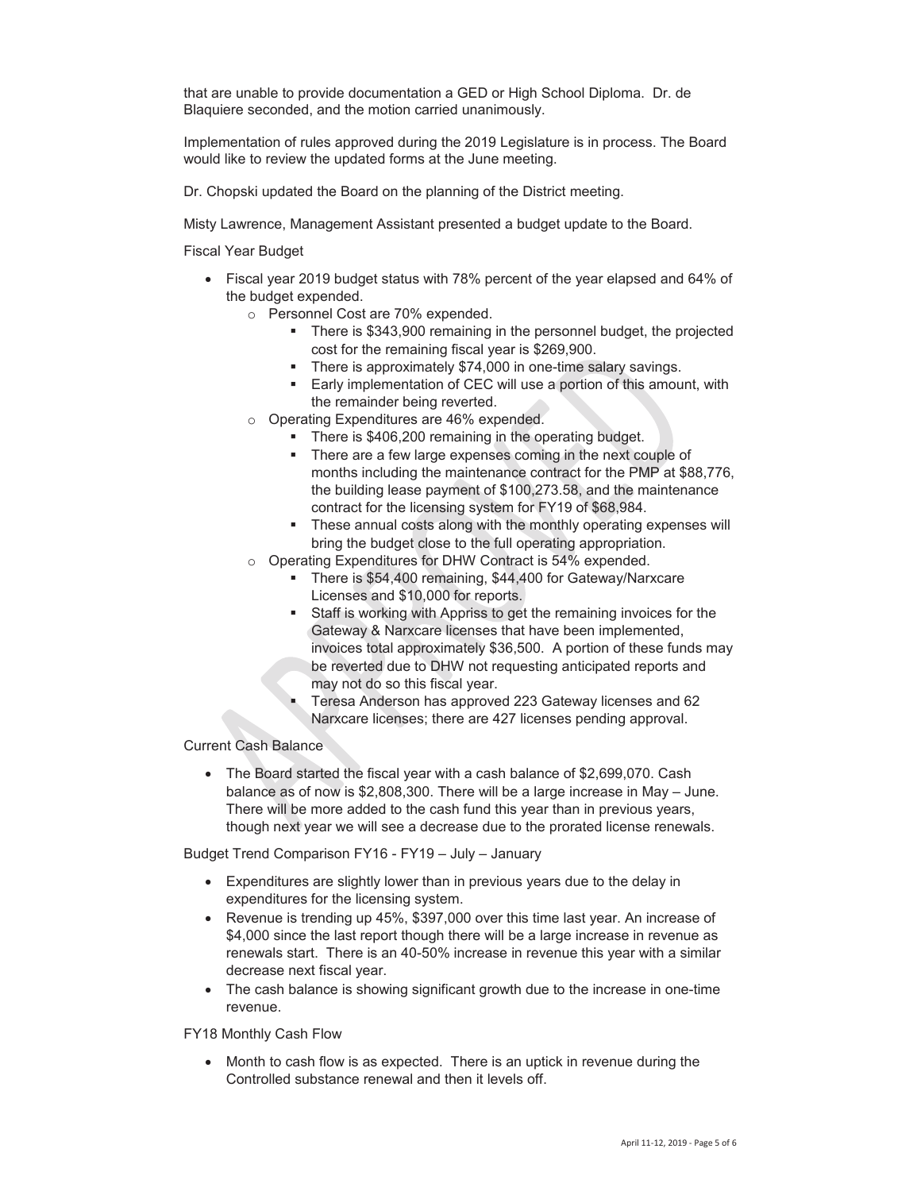that are unable to provide documentation a GED or High School Diploma. Dr. de Blaquiere seconded, and the motion carried unanimously.

Implementation of rules approved during the 2019 Legislature is in process. The Board would like to review the updated forms at the June meeting.

Dr. Chopski updated the Board on the planning of the District meeting.

Misty Lawrence, Management Assistant presented a budget update to the Board.

Fiscal Year Budget

- Fiscal year 2019 budget status with 78% percent of the year elapsed and 64% of the budget expended.
  - Personnel Cost are 70% expended.
    - There is $343,900 remaining in the personnel budget, the projected cost for the remaining fiscal year is $269,900.
    - There is approximately $74,000 in one-time salary savings.
    - Early implementation of CEC will use a portion of this amount, with the remainder being reverted.
  - Operating Expenditures are 46% expended.
    - There is $406,200 remaining in the operating budget.
    - There are a few large expenses coming in the next couple of months including the maintenance contract for the PMP at $88,776, the building lease payment of $100,273.58, and the maintenance contract for the licensing system for FY19 of $68,984.
    - These annual costs along with the monthly operating expenses will bring the budget close to the full operating appropriation.
  - Operating Expenditures for DHW Contract is 54% expended.
    - There is $54,400 remaining, $44,400 for Gateway/Narxcare Licenses and $10,000 for reports.
    - Staff is working with Appriss to get the remaining invoices for the Gateway & Narxcare licenses that have been implemented, invoices total approximately $36,500. A portion of these funds may be reverted due to DHW not requesting anticipated reports and may not do so this fiscal year.
    - Teresa Anderson has approved 223 Gateway licenses and 62 Narxcare licenses; there are 427 licenses pending approval.

Current Cash Balance

- The Board started the fiscal year with a cash balance of $2,699,070. Cash balance as of now is $2,808,300. There will be a large increase in May – June. There will be more added to the cash fund this year than in previous years, though next year we will see a decrease due to the prorated license renewals.

Budget Trend Comparison FY16 - FY19 – July – January

- Expenditures are slightly lower than in previous years due to the delay in expenditures for the licensing system.
- Revenue is trending up 45%, $397,000 over this time last year. An increase of $4,000 since the last report though there will be a large increase in revenue as renewals start. There is an 40-50% increase in revenue this year with a similar decrease next fiscal year.
- The cash balance is showing significant growth due to the increase in one-time revenue.

FY18 Monthly Cash Flow

- Month to cash flow is as expected. There is an uptick in revenue during the Controlled substance renewal and then it levels off.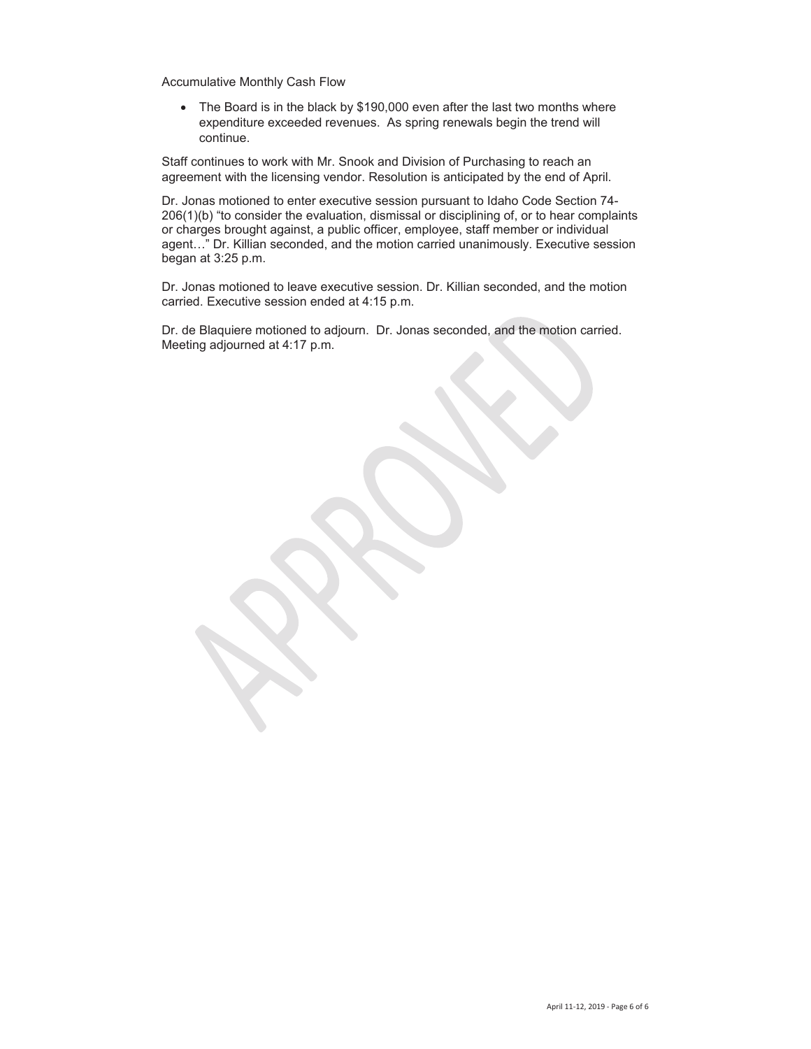Accumulative Monthly Cash Flow

- The Board is in the black by $190,000 even after the last two months where expenditure exceeded revenues. As spring renewals begin the trend will continue.

Staff continues to work with Mr. Snook and Division of Purchasing to reach an agreement with the licensing vendor. Resolution is anticipated by the end of April.

Dr. Jonas motioned to enter executive session pursuant to Idaho Code Section 74-206(1)(b) "to consider the evaluation, dismissal or disciplining of, or to hear complaints or charges brought against, a public officer, employee, staff member or individual agent…" Dr. Killian seconded, and the motion carried unanimously. Executive session began at 3:25 p.m.

Dr. Jonas motioned to leave executive session. Dr. Killian seconded, and the motion carried. Executive session ended at 4:15 p.m.

Dr. de Blaquiere motioned to adjourn. Dr. Jonas seconded, and the motion carried. Meeting adjourned at 4:17 p.m.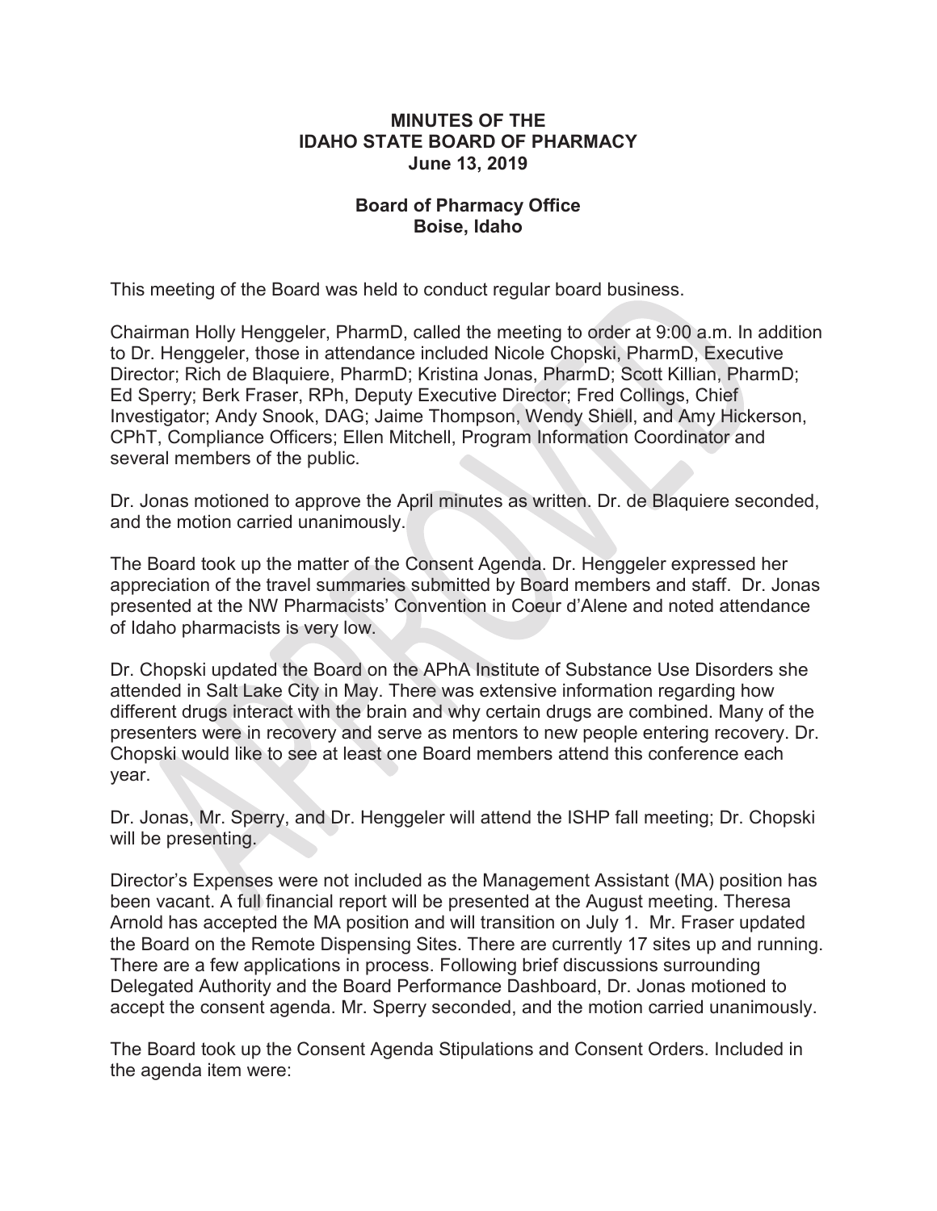**MINUTES OF THE**
**IDAHO STATE BOARD OF PHARMACY**
**June 13, 2019**

**Board of Pharmacy Office**
**Boise, Idaho**

This meeting of the Board was held to conduct regular board business.

Chairman Holly Henggeler, PharmD, called the meeting to order at 9:00 a.m. In addition to Dr. Henggeler, those in attendance included Nicole Chopski, PharmD, Executive Director; Rich de Blaquiere, PharmD; Kristina Jonas, PharmD; Scott Killian, PharmD; Ed Sperry; Berk Fraser, RPh, Deputy Executive Director; Fred Collings, Chief Investigator; Andy Snook, DAG; Jaime Thompson, Wendy Shiell, and Amy Hickerson, CPhT, Compliance Officers; Ellen Mitchell, Program Information Coordinator and several members of the public.

Dr. Jonas motioned to approve the April minutes as written. Dr. de Blaquiere seconded, and the motion carried unanimously.

The Board took up the matter of the Consent Agenda. Dr. Henggeler expressed her appreciation of the travel summaries submitted by Board members and staff. Dr. Jonas presented at the NW Pharmacists' Convention in Coeur d'Alene and noted attendance of Idaho pharmacists is very low.

Dr. Chopski updated the Board on the APhA Institute of Substance Use Disorders she attended in Salt Lake City in May. There was extensive information regarding how different drugs interact with the brain and why certain drugs are combined. Many of the presenters were in recovery and serve as mentors to new people entering recovery. Dr. Chopski would like to see at least one Board members attend this conference each year.

Dr. Jonas, Mr. Sperry, and Dr. Henggeler will attend the ISHP fall meeting; Dr. Chopski will be presenting.

Director's Expenses were not included as the Management Assistant (MA) position has been vacant. A full financial report will be presented at the August meeting. Theresa Arnold has accepted the MA position and will transition on July 1. Mr. Fraser updated the Board on the Remote Dispensing Sites. There are currently 17 sites up and running. There are a few applications in process. Following brief discussions surrounding Delegated Authority and the Board Performance Dashboard, Dr. Jonas motioned to accept the consent agenda. Mr. Sperry seconded, and the motion carried unanimously.

The Board took up the Consent Agenda Stipulations and Consent Orders. Included in the agenda item were: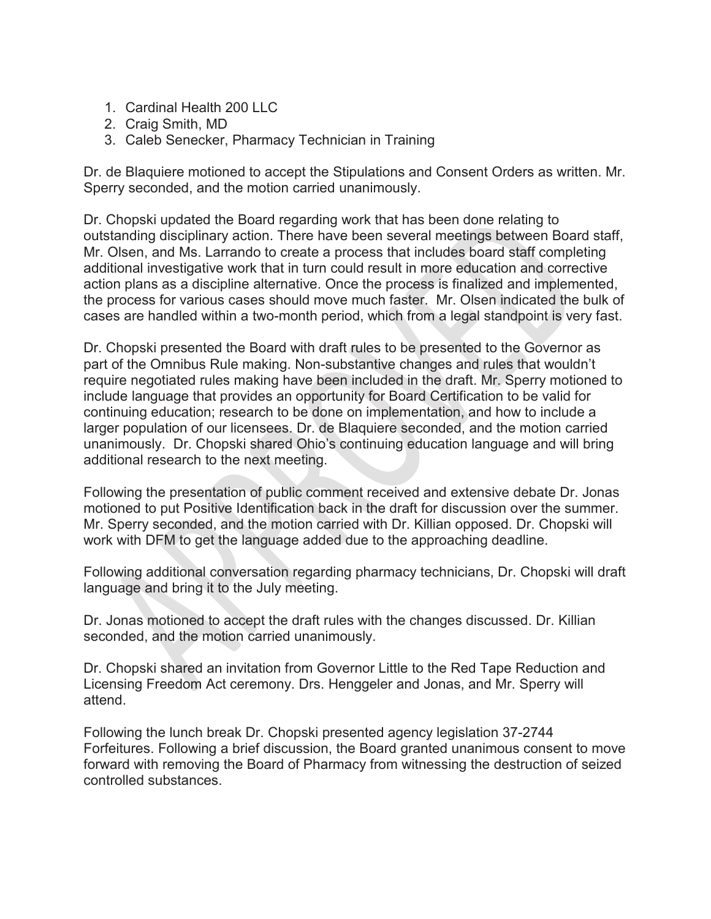1. Cardinal Health 200 LLC
2. Craig Smith, MD
3. Caleb Senecker, Pharmacy Technician in Training

Dr. de Blaquiere motioned to accept the Stipulations and Consent Orders as written. Mr. Sperry seconded, and the motion carried unanimously.

Dr. Chopski updated the Board regarding work that has been done relating to outstanding disciplinary action. There have been several meetings between Board staff, Mr. Olsen, and Ms. Larrando to create a process that includes board staff completing additional investigative work that in turn could result in more education and corrective action plans as a discipline alternative. Once the process is finalized and implemented, the process for various cases should move much faster. Mr. Olsen indicated the bulk of cases are handled within a two-month period, which from a legal standpoint is very fast.

Dr. Chopski presented the Board with draft rules to be presented to the Governor as part of the Omnibus Rule making. Non-substantive changes and rules that wouldn't require negotiated rules making have been included in the draft. Mr. Sperry motioned to include language that provides an opportunity for Board Certification to be valid for continuing education; research to be done on implementation, and how to include a larger population of our licensees. Dr. de Blaquiere seconded, and the motion carried unanimously. Dr. Chopski shared Ohio's continuing education language and will bring additional research to the next meeting.

Following the presentation of public comment received and extensive debate Dr. Jonas motioned to put Positive Identification back in the draft for discussion over the summer. Mr. Sperry seconded, and the motion carried with Dr. Killian opposed. Dr. Chopski will work with DFM to get the language added due to the approaching deadline.

Following additional conversation regarding pharmacy technicians, Dr. Chopski will draft language and bring it to the July meeting.

Dr. Jonas motioned to accept the draft rules with the changes discussed. Dr. Killian seconded, and the motion carried unanimously.

Dr. Chopski shared an invitation from Governor Little to the Red Tape Reduction and Licensing Freedom Act ceremony. Drs. Henggeler and Jonas, and Mr. Sperry will attend.

Following the lunch break Dr. Chopski presented agency legislation 37-2744 Forfeitures. Following a brief discussion, the Board granted unanimous consent to move forward with removing the Board of Pharmacy from witnessing the destruction of seized controlled substances.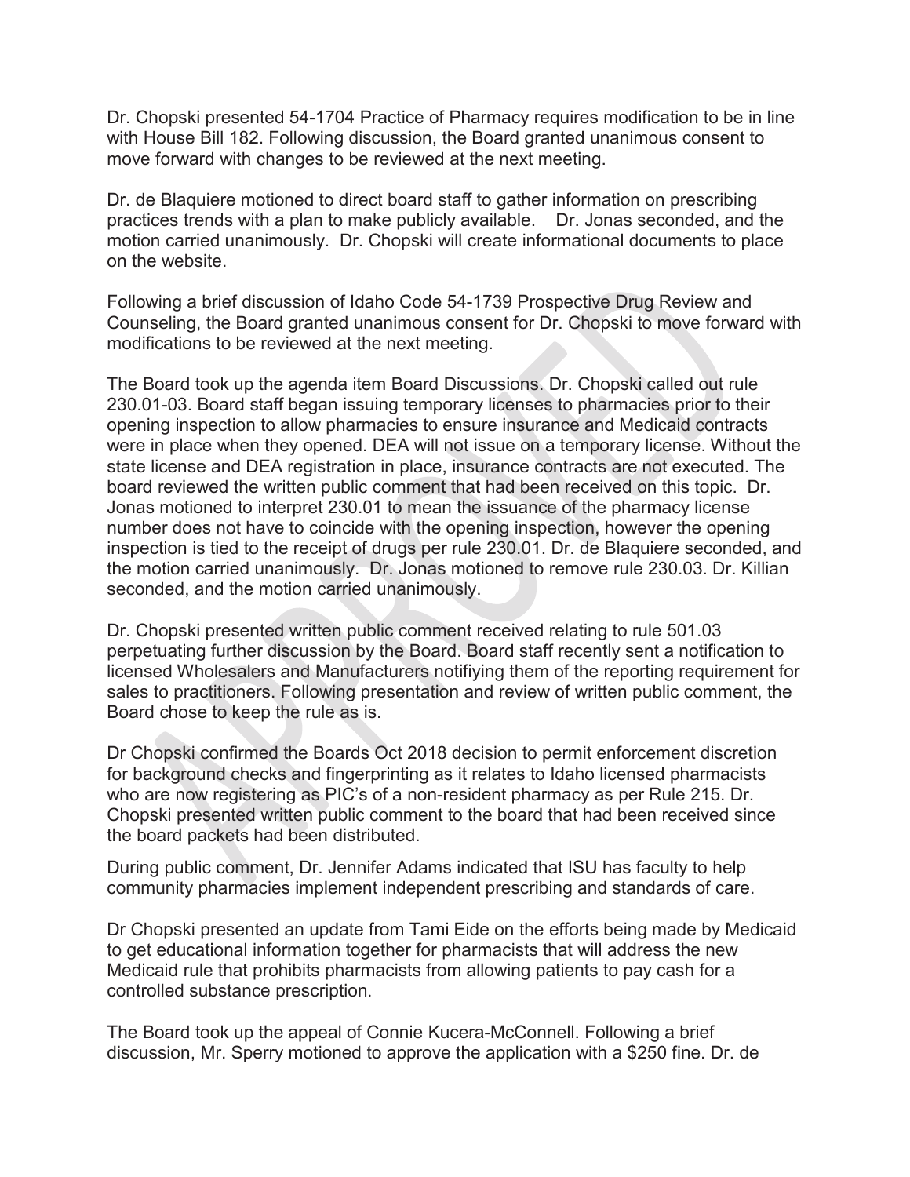Dr. Chopski presented 54-1704 Practice of Pharmacy requires modification to be in line with House Bill 182. Following discussion, the Board granted unanimous consent to move forward with changes to be reviewed at the next meeting.

Dr. de Blaquiere motioned to direct board staff to gather information on prescribing practices trends with a plan to make publicly available. Dr. Jonas seconded, and the motion carried unanimously. Dr. Chopski will create informational documents to place on the website.

Following a brief discussion of Idaho Code 54-1739 Prospective Drug Review and Counseling, the Board granted unanimous consent for Dr. Chopski to move forward with modifications to be reviewed at the next meeting.

The Board took up the agenda item Board Discussions. Dr. Chopski called out rule 230.01-03. Board staff began issuing temporary licenses to pharmacies prior to their opening inspection to allow pharmacies to ensure insurance and Medicaid contracts were in place when they opened. DEA will not issue on a temporary license. Without the state license and DEA registration in place, insurance contracts are not executed. The board reviewed the written public comment that had been received on this topic. Dr. Jonas motioned to interpret 230.01 to mean the issuance of the pharmacy license number does not have to coincide with the opening inspection, however the opening inspection is tied to the receipt of drugs per rule 230.01. Dr. de Blaquiere seconded, and the motion carried unanimously. Dr. Jonas motioned to remove rule 230.03. Dr. Killian seconded, and the motion carried unanimously.

Dr. Chopski presented written public comment received relating to rule 501.03 perpetuating further discussion by the Board. Board staff recently sent a notification to licensed Wholesalers and Manufacturers notifiying them of the reporting requirement for sales to practitioners. Following presentation and review of written public comment, the Board chose to keep the rule as is.

Dr Chopski confirmed the Boards Oct 2018 decision to permit enforcement discretion for background checks and fingerprinting as it relates to Idaho licensed pharmacists who are now registering as PIC's of a non-resident pharmacy as per Rule 215. Dr. Chopski presented written public comment to the board that had been received since the board packets had been distributed.

During public comment, Dr. Jennifer Adams indicated that ISU has faculty to help community pharmacies implement independent prescribing and standards of care.

Dr Chopski presented an update from Tami Eide on the efforts being made by Medicaid to get educational information together for pharmacists that will address the new Medicaid rule that prohibits pharmacists from allowing patients to pay cash for a controlled substance prescription.

The Board took up the appeal of Connie Kucera-McConnell. Following a brief discussion, Mr. Sperry motioned to approve the application with a $250 fine. Dr. de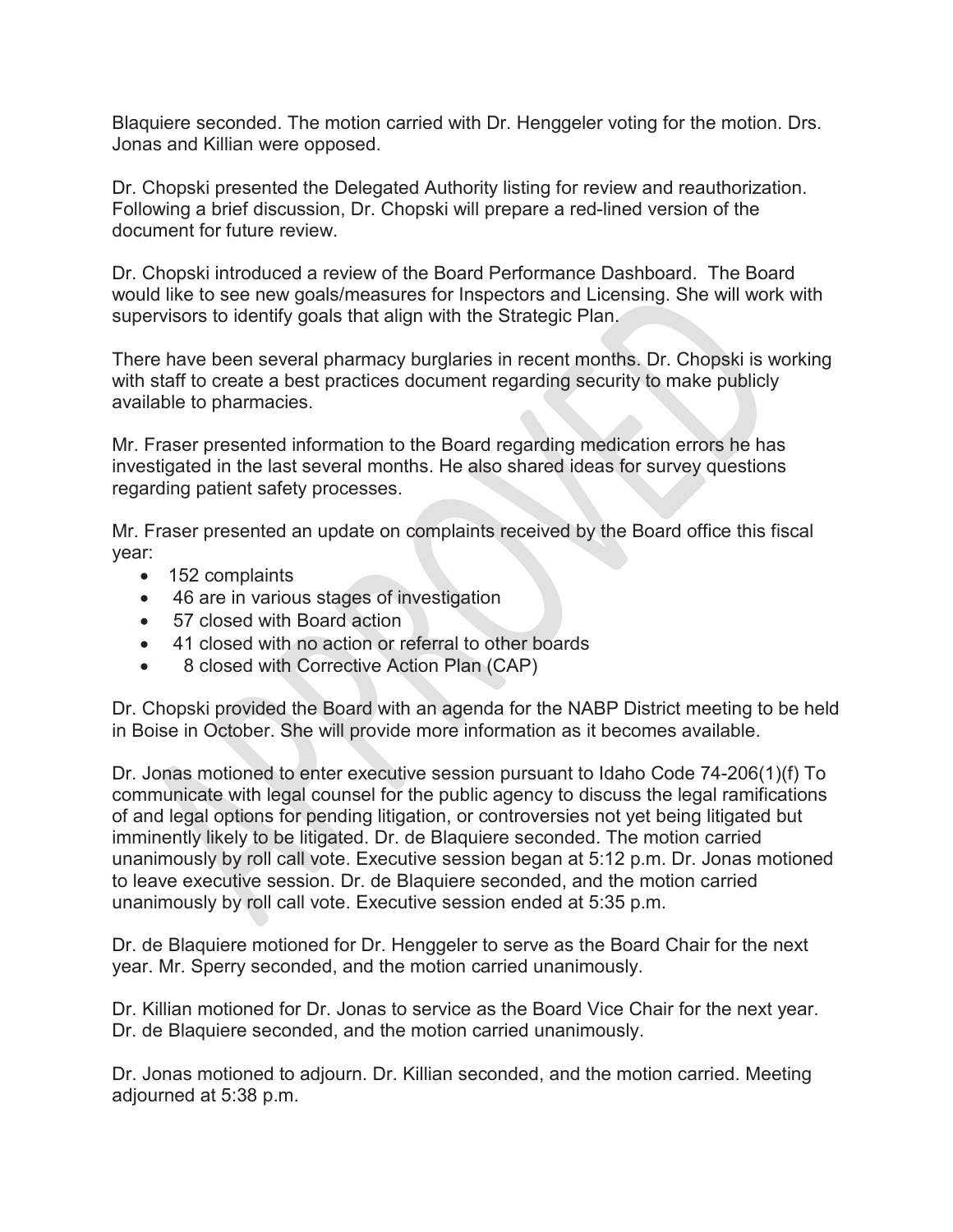Blaquiere seconded. The motion carried with Dr. Henggeler voting for the motion. Drs. Jonas and Killian were opposed.

Dr. Chopski presented the Delegated Authority listing for review and reauthorization. Following a brief discussion, Dr. Chopski will prepare a red-lined version of the document for future review.

Dr. Chopski introduced a review of the Board Performance Dashboard. The Board would like to see new goals/measures for Inspectors and Licensing. She will work with supervisors to identify goals that align with the Strategic Plan.

There have been several pharmacy burglaries in recent months. Dr. Chopski is working with staff to create a best practices document regarding security to make publicly available to pharmacies.

Mr. Fraser presented information to the Board regarding medication errors he has investigated in the last several months. He also shared ideas for survey questions regarding patient safety processes.

Mr. Fraser presented an update on complaints received by the Board office this fiscal year:

- 152 complaints
- 46 are in various stages of investigation
- 57 closed with Board action
- 41 closed with no action or referral to other boards
- 8 closed with Corrective Action Plan (CAP)

Dr. Chopski provided the Board with an agenda for the NABP District meeting to be held in Boise in October. She will provide more information as it becomes available.

Dr. Jonas motioned to enter executive session pursuant to Idaho Code 74-206(1)(f) To communicate with legal counsel for the public agency to discuss the legal ramifications of and legal options for pending litigation, or controversies not yet being litigated but imminently likely to be litigated. Dr. de Blaquiere seconded. The motion carried unanimously by roll call vote. Executive session began at 5:12 p.m. Dr. Jonas motioned to leave executive session. Dr. de Blaquiere seconded, and the motion carried unanimously by roll call vote. Executive session ended at 5:35 p.m.

Dr. de Blaquiere motioned for Dr. Henggeler to serve as the Board Chair for the next year. Mr. Sperry seconded, and the motion carried unanimously.

Dr. Killian motioned for Dr. Jonas to service as the Board Vice Chair for the next year. Dr. de Blaquiere seconded, and the motion carried unanimously.

Dr. Jonas motioned to adjourn. Dr. Killian seconded, and the motion carried. Meeting adjourned at 5:38 p.m.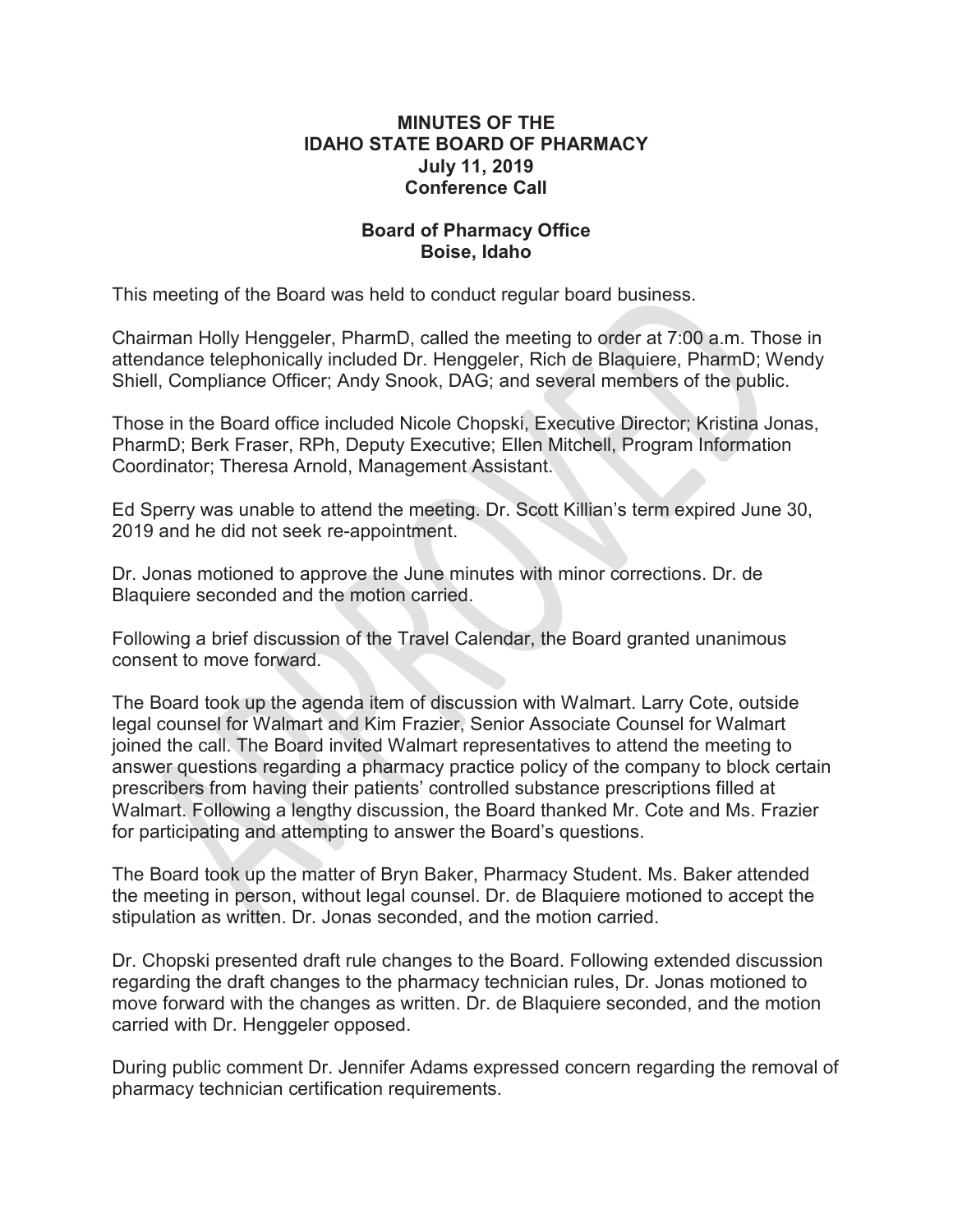# MINUTES OF THE IDAHO STATE BOARD OF PHARMACY July 11, 2019 Conference Call

## Board of Pharmacy Office Boise, Idaho

This meeting of the Board was held to conduct regular board business.

Chairman Holly Henggeler, PharmD, called the meeting to order at 7:00 a.m. Those in attendance telephonically included Dr. Henggeler, Rich de Blaquiere, PharmD; Wendy Shiell, Compliance Officer; Andy Snook, DAG; and several members of the public.

Those in the Board office included Nicole Chopski, Executive Director; Kristina Jonas, PharmD; Berk Fraser, RPh, Deputy Executive; Ellen Mitchell, Program Information Coordinator; Theresa Arnold, Management Assistant.

Ed Sperry was unable to attend the meeting. Dr. Scott Killian's term expired June 30, 2019 and he did not seek re-appointment.

Dr. Jonas motioned to approve the June minutes with minor corrections. Dr. de Blaquiere seconded and the motion carried.

Following a brief discussion of the Travel Calendar, the Board granted unanimous consent to move forward.

The Board took up the agenda item of discussion with Walmart. Larry Cote, outside legal counsel for Walmart and Kim Frazier, Senior Associate Counsel for Walmart joined the call. The Board invited Walmart representatives to attend the meeting to answer questions regarding a pharmacy practice policy of the company to block certain prescribers from having their patients' controlled substance prescriptions filled at Walmart. Following a lengthy discussion, the Board thanked Mr. Cote and Ms. Frazier for participating and attempting to answer the Board's questions.

The Board took up the matter of Bryn Baker, Pharmacy Student. Ms. Baker attended the meeting in person, without legal counsel. Dr. de Blaquiere motioned to accept the stipulation as written. Dr. Jonas seconded, and the motion carried.

Dr. Chopski presented draft rule changes to the Board. Following extended discussion regarding the draft changes to the pharmacy technician rules, Dr. Jonas motioned to move forward with the changes as written. Dr. de Blaquiere seconded, and the motion carried with Dr. Henggeler opposed.

During public comment Dr. Jennifer Adams expressed concern regarding the removal of pharmacy technician certification requirements.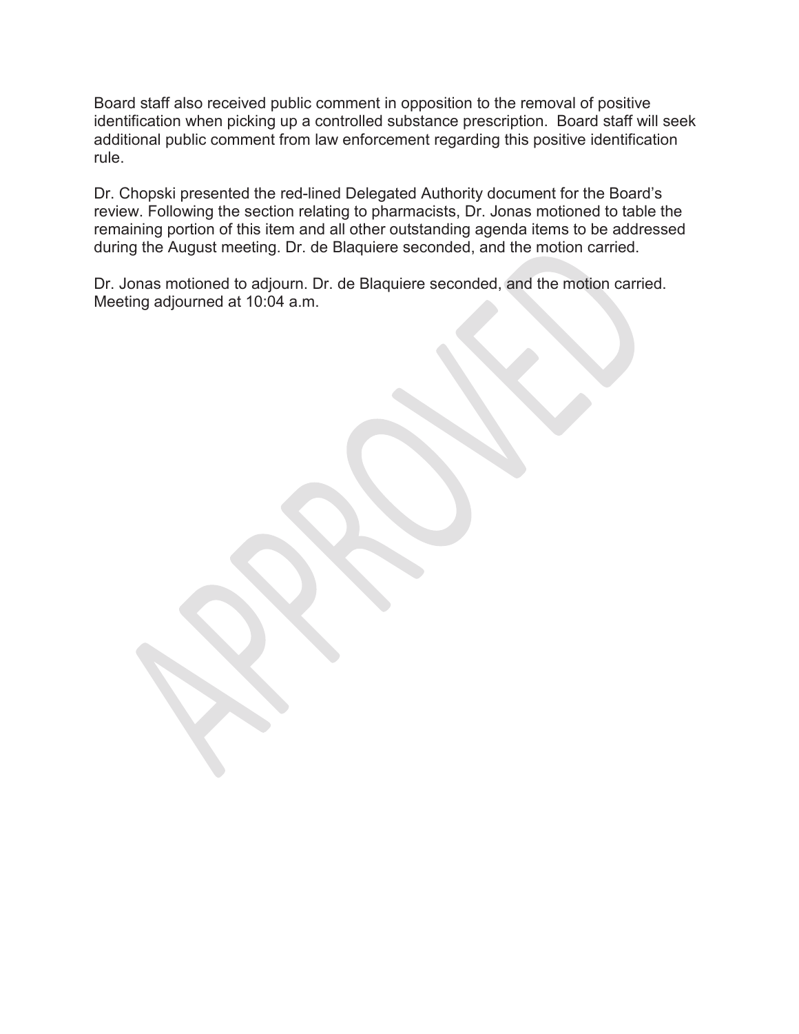Board staff also received public comment in opposition to the removal of positive identification when picking up a controlled substance prescription. Board staff will seek additional public comment from law enforcement regarding this positive identification rule.

Dr. Chopski presented the red-lined Delegated Authority document for the Board's review. Following the section relating to pharmacists, Dr. Jonas motioned to table the remaining portion of this item and all other outstanding agenda items to be addressed during the August meeting. Dr. de Blaquiere seconded, and the motion carried.

Dr. Jonas motioned to adjourn. Dr. de Blaquiere seconded, and the motion carried. Meeting adjourned at 10:04 a.m.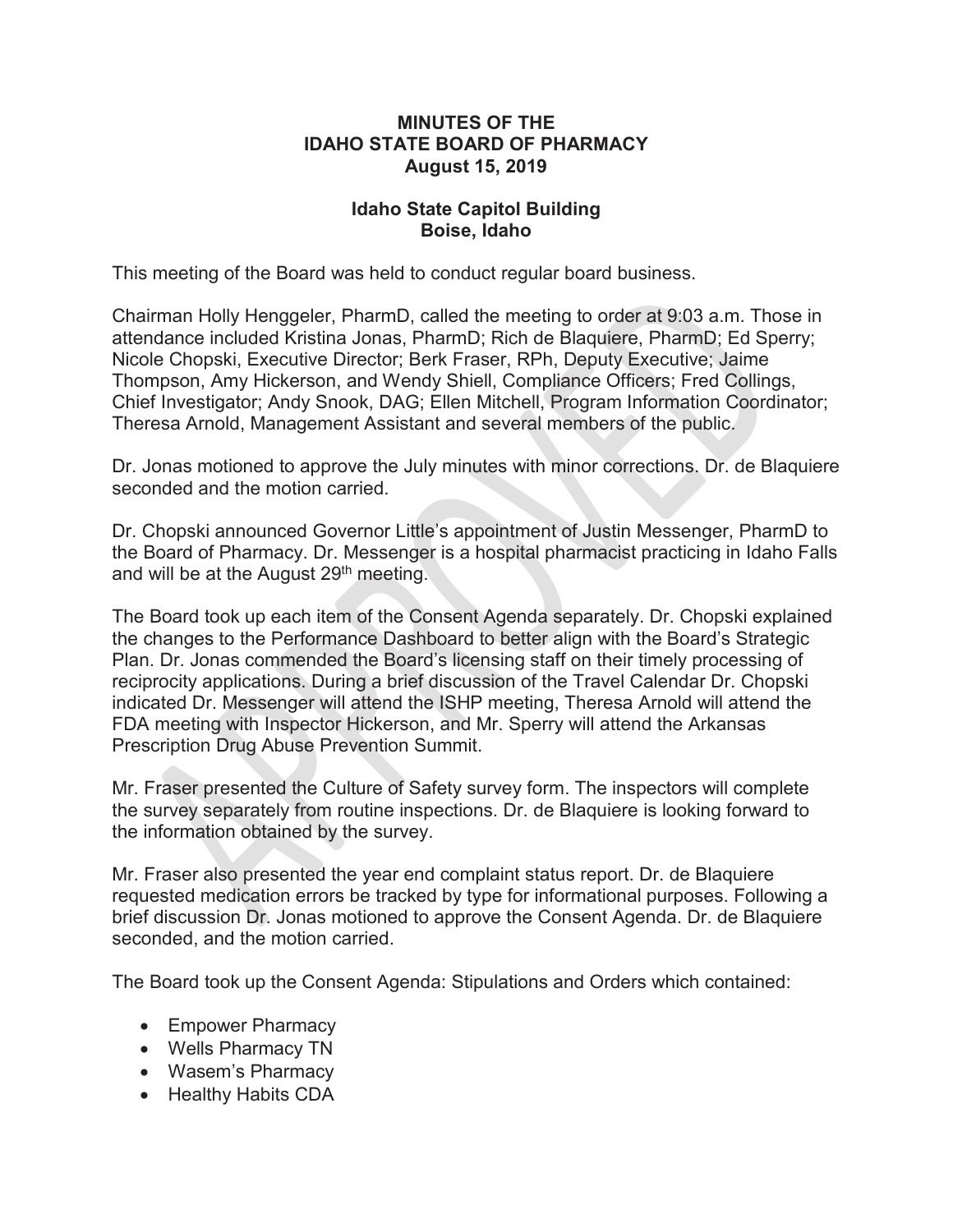**MINUTES OF THE**
**IDAHO STATE BOARD OF PHARMACY**
**August 15, 2019**

**Idaho State Capitol Building**
**Boise, Idaho**

This meeting of the Board was held to conduct regular board business.

Chairman Holly Henggeler, PharmD, called the meeting to order at 9:03 a.m. Those in attendance included Kristina Jonas, PharmD; Rich de Blaquiere, PharmD; Ed Sperry; Nicole Chopski, Executive Director; Berk Fraser, RPh, Deputy Executive; Jaime Thompson, Amy Hickerson, and Wendy Shiell, Compliance Officers; Fred Collings, Chief Investigator; Andy Snook, DAG; Ellen Mitchell, Program Information Coordinator; Theresa Arnold, Management Assistant and several members of the public.

Dr. Jonas motioned to approve the July minutes with minor corrections. Dr. de Blaquiere seconded and the motion carried.

Dr. Chopski announced Governor Little's appointment of Justin Messenger, PharmD to the Board of Pharmacy. Dr. Messenger is a hospital pharmacist practicing in Idaho Falls and will be at the August 29th meeting.

The Board took up each item of the Consent Agenda separately. Dr. Chopski explained the changes to the Performance Dashboard to better align with the Board's Strategic Plan. Dr. Jonas commended the Board's licensing staff on their timely processing of reciprocity applications. During a brief discussion of the Travel Calendar Dr. Chopski indicated Dr. Messenger will attend the ISHP meeting, Theresa Arnold will attend the FDA meeting with Inspector Hickerson, and Mr. Sperry will attend the Arkansas Prescription Drug Abuse Prevention Summit.

Mr. Fraser presented the Culture of Safety survey form. The inspectors will complete the survey separately from routine inspections. Dr. de Blaquiere is looking forward to the information obtained by the survey.

Mr. Fraser also presented the year end complaint status report. Dr. de Blaquiere requested medication errors be tracked by type for informational purposes. Following a brief discussion Dr. Jonas motioned to approve the Consent Agenda. Dr. de Blaquiere seconded, and the motion carried.

The Board took up the Consent Agenda: Stipulations and Orders which contained:

- Empower Pharmacy
- Wells Pharmacy TN
- Wasem's Pharmacy
- Healthy Habits CDA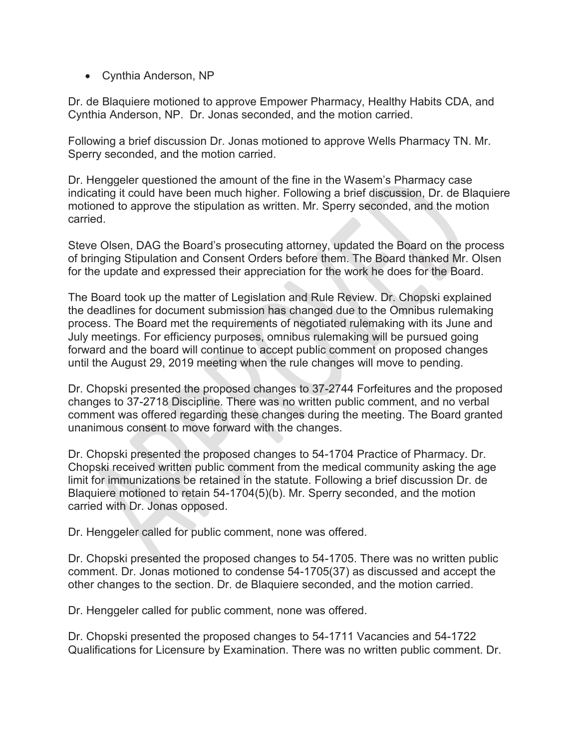- Cynthia Anderson, NP

Dr. de Blaquiere motioned to approve Empower Pharmacy, Healthy Habits CDA, and Cynthia Anderson, NP. Dr. Jonas seconded, and the motion carried.

Following a brief discussion Dr. Jonas motioned to approve Wells Pharmacy TN. Mr. Sperry seconded, and the motion carried.

Dr. Henggeler questioned the amount of the fine in the Wasem's Pharmacy case indicating it could have been much higher. Following a brief discussion, Dr. de Blaquiere motioned to approve the stipulation as written. Mr. Sperry seconded, and the motion carried.

Steve Olsen, DAG the Board's prosecuting attorney, updated the Board on the process of bringing Stipulation and Consent Orders before them. The Board thanked Mr. Olsen for the update and expressed their appreciation for the work he does for the Board.

The Board took up the matter of Legislation and Rule Review. Dr. Chopski explained the deadlines for document submission has changed due to the Omnibus rulemaking process. The Board met the requirements of negotiated rulemaking with its June and July meetings. For efficiency purposes, omnibus rulemaking will be pursued going forward and the board will continue to accept public comment on proposed changes until the August 29, 2019 meeting when the rule changes will move to pending.

Dr. Chopski presented the proposed changes to 37-2744 Forfeitures and the proposed changes to 37-2718 Discipline. There was no written public comment, and no verbal comment was offered regarding these changes during the meeting. The Board granted unanimous consent to move forward with the changes.

Dr. Chopski presented the proposed changes to 54-1704 Practice of Pharmacy. Dr. Chopski received written public comment from the medical community asking the age limit for immunizations be retained in the statute. Following a brief discussion Dr. de Blaquiere motioned to retain 54-1704(5)(b). Mr. Sperry seconded, and the motion carried with Dr. Jonas opposed.

Dr. Henggeler called for public comment, none was offered.

Dr. Chopski presented the proposed changes to 54-1705. There was no written public comment. Dr. Jonas motioned to condense 54-1705(37) as discussed and accept the other changes to the section. Dr. de Blaquiere seconded, and the motion carried.

Dr. Henggeler called for public comment, none was offered.

Dr. Chopski presented the proposed changes to 54-1711 Vacancies and 54-1722 Qualifications for Licensure by Examination. There was no written public comment. Dr.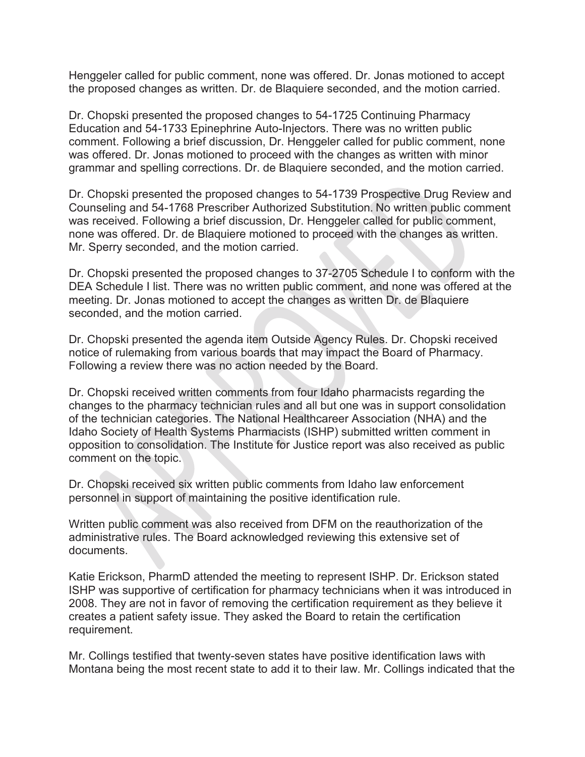Henggeler called for public comment, none was offered. Dr. Jonas motioned to accept the proposed changes as written. Dr. de Blaquiere seconded, and the motion carried.

Dr. Chopski presented the proposed changes to 54-1725 Continuing Pharmacy Education and 54-1733 Epinephrine Auto-Injectors. There was no written public comment. Following a brief discussion, Dr. Henggeler called for public comment, none was offered. Dr. Jonas motioned to proceed with the changes as written with minor grammar and spelling corrections. Dr. de Blaquiere seconded, and the motion carried.

Dr. Chopski presented the proposed changes to 54-1739 Prospective Drug Review and Counseling and 54-1768 Prescriber Authorized Substitution. No written public comment was received. Following a brief discussion, Dr. Henggeler called for public comment, none was offered. Dr. de Blaquiere motioned to proceed with the changes as written. Mr. Sperry seconded, and the motion carried.

Dr. Chopski presented the proposed changes to 37-2705 Schedule I to conform with the DEA Schedule I list. There was no written public comment, and none was offered at the meeting. Dr. Jonas motioned to accept the changes as written Dr. de Blaquiere seconded, and the motion carried.

Dr. Chopski presented the agenda item Outside Agency Rules. Dr. Chopski received notice of rulemaking from various boards that may impact the Board of Pharmacy. Following a review there was no action needed by the Board.

Dr. Chopski received written comments from four Idaho pharmacists regarding the changes to the pharmacy technician rules and all but one was in support consolidation of the technician categories. The National Healthcareer Association (NHA) and the Idaho Society of Health Systems Pharmacists (ISHP) submitted written comment in opposition to consolidation. The Institute for Justice report was also received as public comment on the topic.

Dr. Chopski received six written public comments from Idaho law enforcement personnel in support of maintaining the positive identification rule.

Written public comment was also received from DFM on the reauthorization of the administrative rules. The Board acknowledged reviewing this extensive set of documents.

Katie Erickson, PharmD attended the meeting to represent ISHP. Dr. Erickson stated ISHP was supportive of certification for pharmacy technicians when it was introduced in 2008. They are not in favor of removing the certification requirement as they believe it creates a patient safety issue. They asked the Board to retain the certification requirement.

Mr. Collings testified that twenty-seven states have positive identification laws with Montana being the most recent state to add it to their law. Mr. Collings indicated that the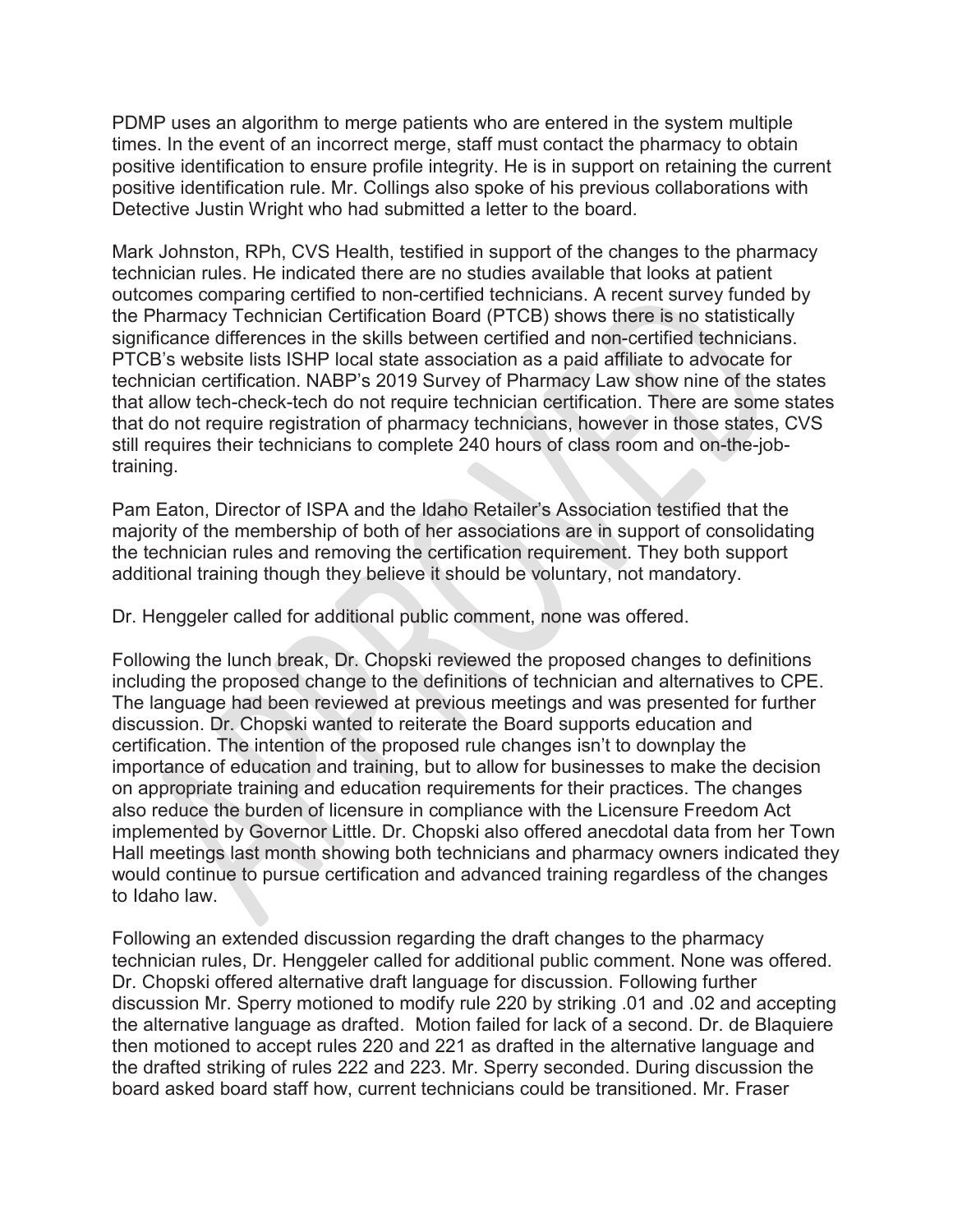PDMP uses an algorithm to merge patients who are entered in the system multiple times. In the event of an incorrect merge, staff must contact the pharmacy to obtain positive identification to ensure profile integrity. He is in support on retaining the current positive identification rule. Mr. Collings also spoke of his previous collaborations with Detective Justin Wright who had submitted a letter to the board.

Mark Johnston, RPh, CVS Health, testified in support of the changes to the pharmacy technician rules. He indicated there are no studies available that looks at patient outcomes comparing certified to non-certified technicians. A recent survey funded by the Pharmacy Technician Certification Board (PTCB) shows there is no statistically significance differences in the skills between certified and non-certified technicians. PTCB's website lists ISHP local state association as a paid affiliate to advocate for technician certification. NABP's 2019 Survey of Pharmacy Law show nine of the states that allow tech-check-tech do not require technician certification. There are some states that do not require registration of pharmacy technicians, however in those states, CVS still requires their technicians to complete 240 hours of class room and on-the-job-training.

Pam Eaton, Director of ISPA and the Idaho Retailer's Association testified that the majority of the membership of both of her associations are in support of consolidating the technician rules and removing the certification requirement. They both support additional training though they believe it should be voluntary, not mandatory.

Dr. Henggeler called for additional public comment, none was offered.

Following the lunch break, Dr. Chopski reviewed the proposed changes to definitions including the proposed change to the definitions of technician and alternatives to CPE. The language had been reviewed at previous meetings and was presented for further discussion. Dr. Chopski wanted to reiterate the Board supports education and certification. The intention of the proposed rule changes isn't to downplay the importance of education and training, but to allow for businesses to make the decision on appropriate training and education requirements for their practices. The changes also reduce the burden of licensure in compliance with the Licensure Freedom Act implemented by Governor Little. Dr. Chopski also offered anecdotal data from her Town Hall meetings last month showing both technicians and pharmacy owners indicated they would continue to pursue certification and advanced training regardless of the changes to Idaho law.

Following an extended discussion regarding the draft changes to the pharmacy technician rules, Dr. Henggeler called for additional public comment. None was offered. Dr. Chopski offered alternative draft language for discussion. Following further discussion Mr. Sperry motioned to modify rule 220 by striking .01 and .02 and accepting the alternative language as drafted. Motion failed for lack of a second. Dr. de Blaquiere then motioned to accept rules 220 and 221 as drafted in the alternative language and the drafted striking of rules 222 and 223. Mr. Sperry seconded. During discussion the board asked board staff how, current technicians could be transitioned. Mr. Fraser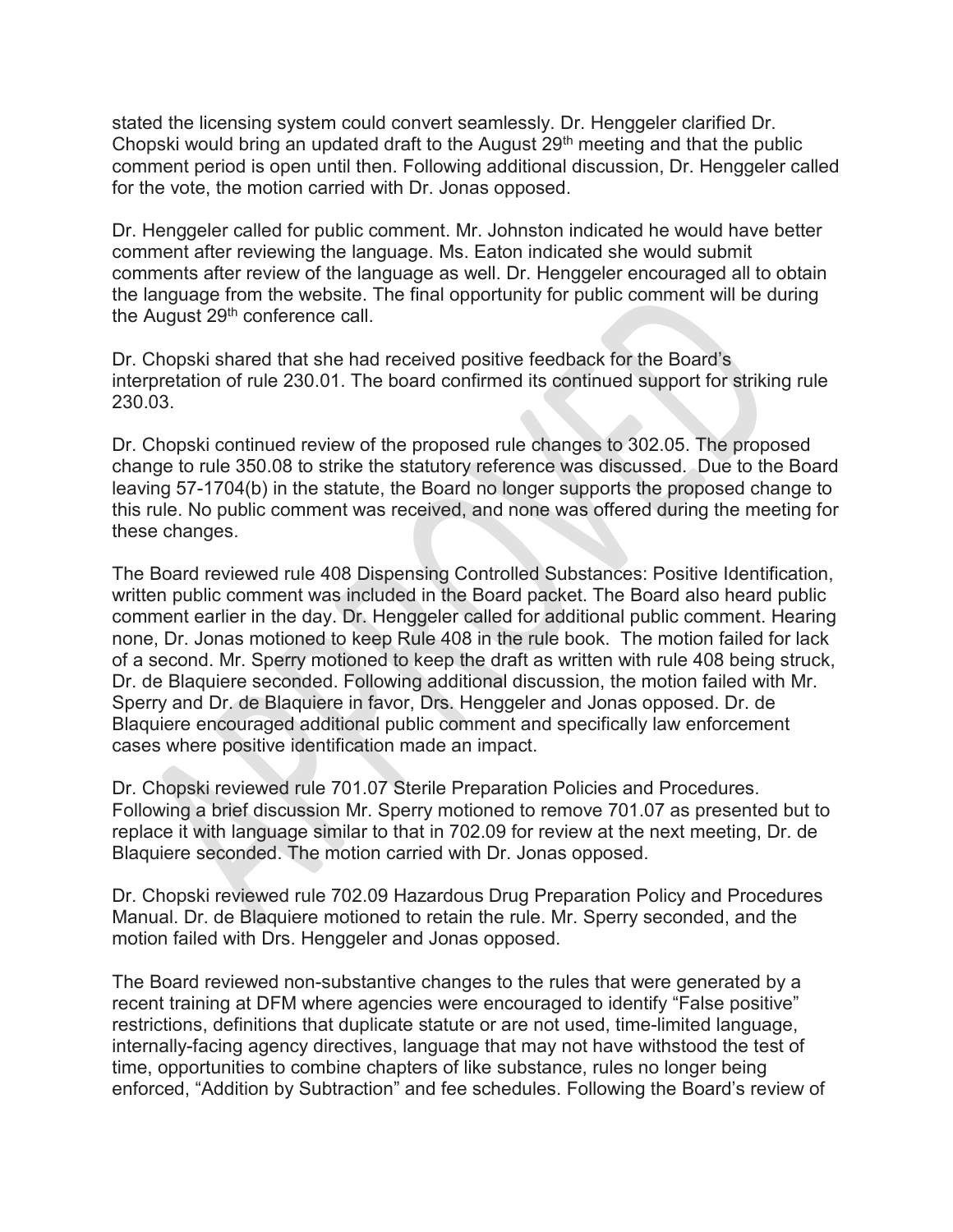stated the licensing system could convert seamlessly. Dr. Henggeler clarified Dr. Chopski would bring an updated draft to the August 29th meeting and that the public comment period is open until then. Following additional discussion, Dr. Henggeler called for the vote, the motion carried with Dr. Jonas opposed.

Dr. Henggeler called for public comment. Mr. Johnston indicated he would have better comment after reviewing the language. Ms. Eaton indicated she would submit comments after review of the language as well. Dr. Henggeler encouraged all to obtain the language from the website. The final opportunity for public comment will be during the August 29th conference call.

Dr. Chopski shared that she had received positive feedback for the Board's interpretation of rule 230.01. The board confirmed its continued support for striking rule 230.03.

Dr. Chopski continued review of the proposed rule changes to 302.05. The proposed change to rule 350.08 to strike the statutory reference was discussed. Due to the Board leaving 57-1704(b) in the statute, the Board no longer supports the proposed change to this rule. No public comment was received, and none was offered during the meeting for these changes.

The Board reviewed rule 408 Dispensing Controlled Substances: Positive Identification, written public comment was included in the Board packet. The Board also heard public comment earlier in the day. Dr. Henggeler called for additional public comment. Hearing none, Dr. Jonas motioned to keep Rule 408 in the rule book. The motion failed for lack of a second. Mr. Sperry motioned to keep the draft as written with rule 408 being struck, Dr. de Blaquiere seconded. Following additional discussion, the motion failed with Mr. Sperry and Dr. de Blaquiere in favor, Drs. Henggeler and Jonas opposed. Dr. de Blaquiere encouraged additional public comment and specifically law enforcement cases where positive identification made an impact.

Dr. Chopski reviewed rule 701.07 Sterile Preparation Policies and Procedures. Following a brief discussion Mr. Sperry motioned to remove 701.07 as presented but to replace it with language similar to that in 702.09 for review at the next meeting, Dr. de Blaquiere seconded. The motion carried with Dr. Jonas opposed.

Dr. Chopski reviewed rule 702.09 Hazardous Drug Preparation Policy and Procedures Manual. Dr. de Blaquiere motioned to retain the rule. Mr. Sperry seconded, and the motion failed with Drs. Henggeler and Jonas opposed.

The Board reviewed non-substantive changes to the rules that were generated by a recent training at DFM where agencies were encouraged to identify "False positive" restrictions, definitions that duplicate statute or are not used, time-limited language, internally-facing agency directives, language that may not have withstood the test of time, opportunities to combine chapters of like substance, rules no longer being enforced, "Addition by Subtraction" and fee schedules. Following the Board's review of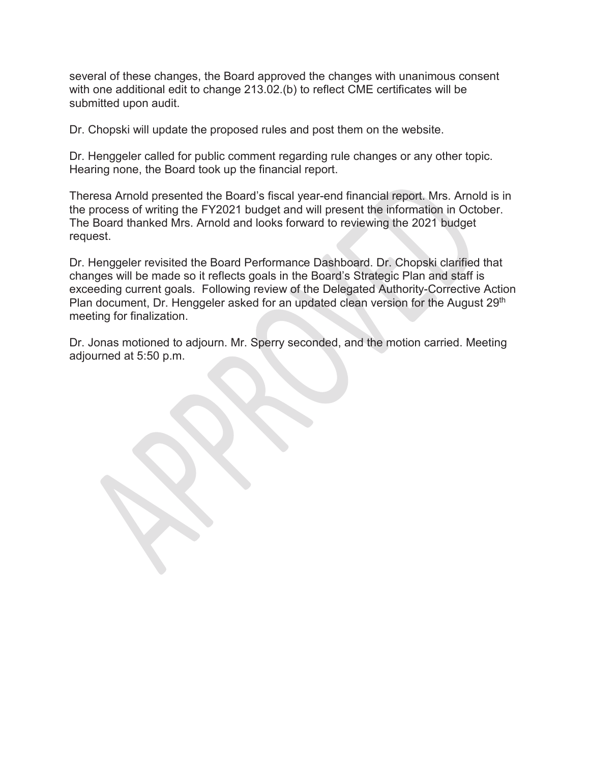several of these changes, the Board approved the changes with unanimous consent with one additional edit to change 213.02.(b) to reflect CME certificates will be submitted upon audit.

Dr. Chopski will update the proposed rules and post them on the website.

Dr. Henggeler called for public comment regarding rule changes or any other topic. Hearing none, the Board took up the financial report.

Theresa Arnold presented the Board's fiscal year-end financial report. Mrs. Arnold is in the process of writing the FY2021 budget and will present the information in October. The Board thanked Mrs. Arnold and looks forward to reviewing the 2021 budget request.

Dr. Henggeler revisited the Board Performance Dashboard. Dr. Chopski clarified that changes will be made so it reflects goals in the Board's Strategic Plan and staff is exceeding current goals. Following review of the Delegated Authority-Corrective Action Plan document, Dr. Henggeler asked for an updated clean version for the August 29th meeting for finalization.

Dr. Jonas motioned to adjourn. Mr. Sperry seconded, and the motion carried. Meeting adjourned at 5:50 p.m.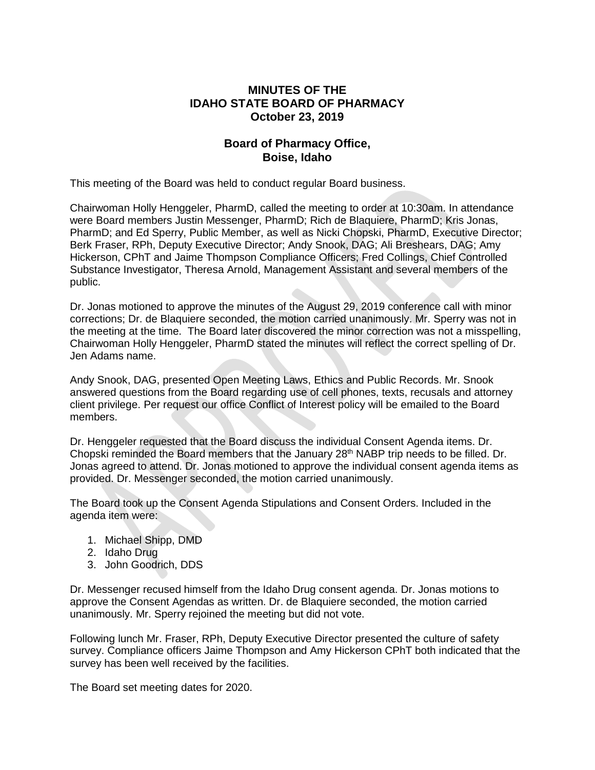**MINUTES OF THE**
**IDAHO STATE BOARD OF PHARMACY**
**October 23, 2019**

**Board of Pharmacy Office,**
**Boise, Idaho**

This meeting of the Board was held to conduct regular Board business.

Chairwoman Holly Henggeler, PharmD, called the meeting to order at 10:30am. In attendance were Board members Justin Messenger, PharmD; Rich de Blaquiere, PharmD; Kris Jonas, PharmD; and Ed Sperry, Public Member, as well as Nicki Chopski, PharmD, Executive Director; Berk Fraser, RPh, Deputy Executive Director; Andy Snook, DAG; Ali Breshears, DAG; Amy Hickerson, CPhT and Jaime Thompson Compliance Officers; Fred Collings, Chief Controlled Substance Investigator, Theresa Arnold, Management Assistant and several members of the public.

Dr. Jonas motioned to approve the minutes of the August 29, 2019 conference call with minor corrections; Dr. de Blaquiere seconded, the motion carried unanimously. Mr. Sperry was not in the meeting at the time. The Board later discovered the minor correction was not a misspelling, Chairwoman Holly Henggeler, PharmD stated the minutes will reflect the correct spelling of Dr. Jen Adams name.

Andy Snook, DAG, presented Open Meeting Laws, Ethics and Public Records. Mr. Snook answered questions from the Board regarding use of cell phones, texts, recusals and attorney client privilege. Per request our office Conflict of Interest policy will be emailed to the Board members.

Dr. Henggeler requested that the Board discuss the individual Consent Agenda items. Dr. Chopski reminded the Board members that the January 28th NABP trip needs to be filled. Dr. Jonas agreed to attend. Dr. Jonas motioned to approve the individual consent agenda items as provided. Dr. Messenger seconded, the motion carried unanimously.

The Board took up the Consent Agenda Stipulations and Consent Orders. Included in the agenda item were:

1. Michael Shipp, DMD
2. Idaho Drug
3. John Goodrich, DDS

Dr. Messenger recused himself from the Idaho Drug consent agenda. Dr. Jonas motions to approve the Consent Agendas as written. Dr. de Blaquiere seconded, the motion carried unanimously. Mr. Sperry rejoined the meeting but did not vote.

Following lunch Mr. Fraser, RPh, Deputy Executive Director presented the culture of safety survey. Compliance officers Jaime Thompson and Amy Hickerson CPhT both indicated that the survey has been well received by the facilities.

The Board set meeting dates for 2020.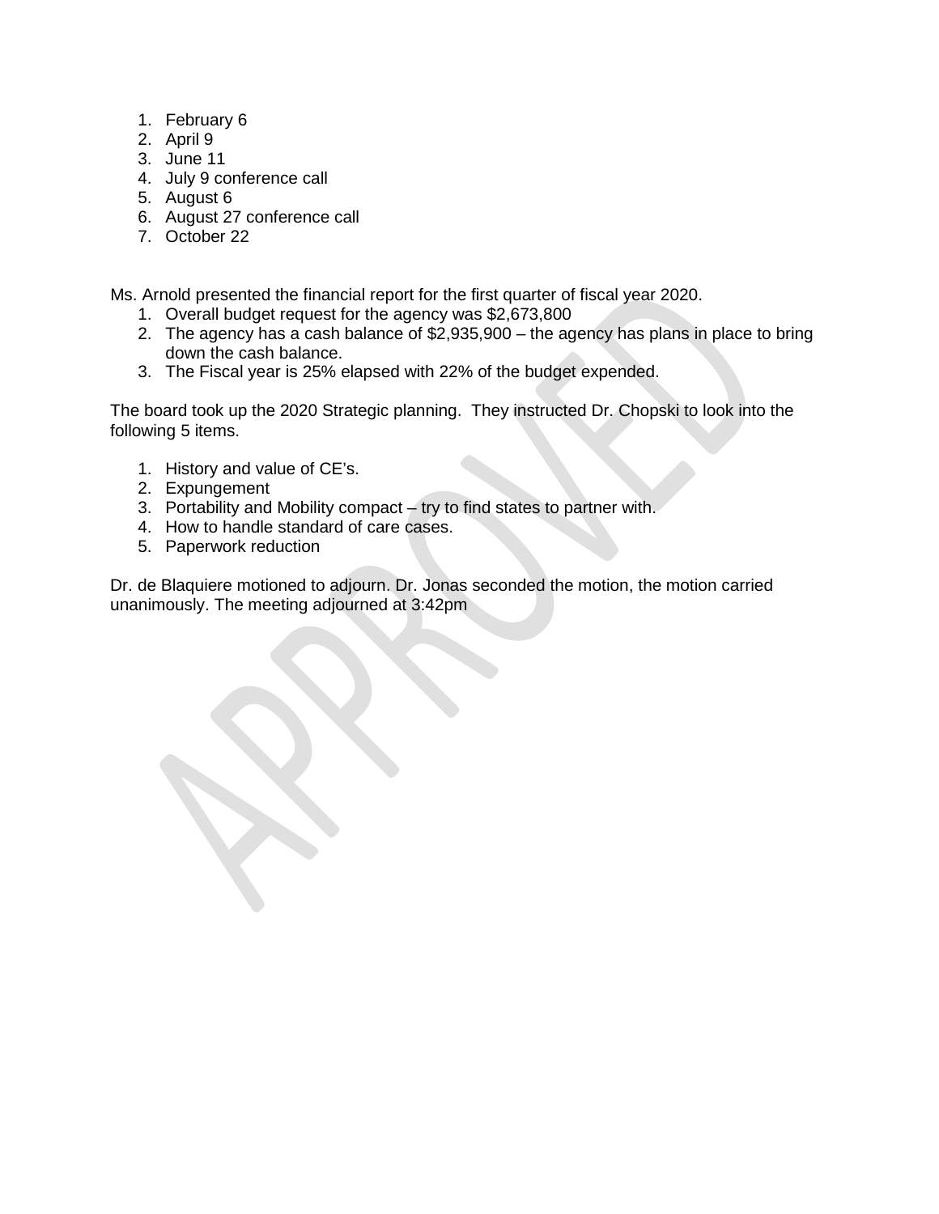1. February 6
2. April 9
3. June 11
4. July 9 conference call
5. August 6
6. August 27 conference call
7. October 22

Ms. Arnold presented the financial report for the first quarter of fiscal year 2020.

1. Overall budget request for the agency was $2,673,800
2. The agency has a cash balance of $2,935,900 – the agency has plans in place to bring down the cash balance.
3. The Fiscal year is 25% elapsed with 22% of the budget expended.

The board took up the 2020 Strategic planning. They instructed Dr. Chopski to look into the following 5 items.

1. History and value of CE's.
2. Expungement
3. Portability and Mobility compact – try to find states to partner with.
4. How to handle standard of care cases.
5. Paperwork reduction

Dr. de Blaquiere motioned to adjourn. Dr. Jonas seconded the motion, the motion carried unanimously. The meeting adjourned at 3:42pm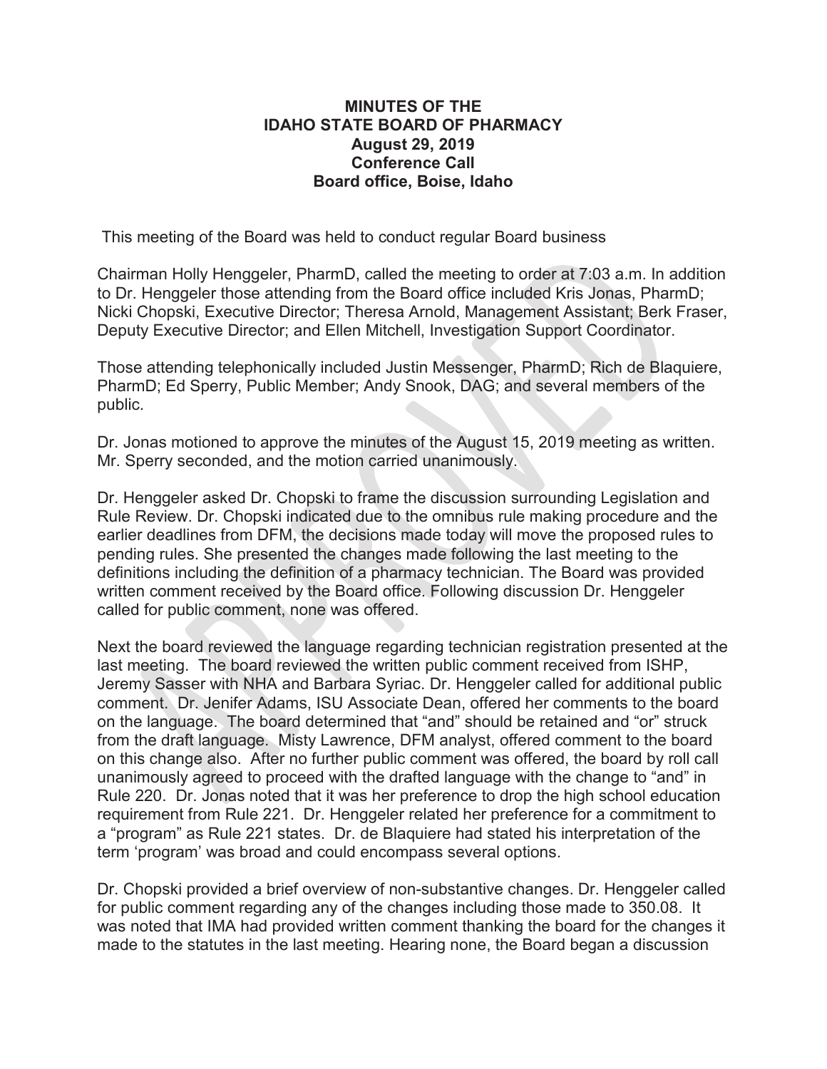**MINUTES OF THE**
**IDAHO STATE BOARD OF PHARMACY**
**August 29, 2019**
**Conference Call**
**Board office, Boise, Idaho**

This meeting of the Board was held to conduct regular Board business

Chairman Holly Henggeler, PharmD, called the meeting to order at 7:03 a.m. In addition to Dr. Henggeler those attending from the Board office included Kris Jonas, PharmD; Nicki Chopski, Executive Director; Theresa Arnold, Management Assistant; Berk Fraser, Deputy Executive Director; and Ellen Mitchell, Investigation Support Coordinator.

Those attending telephonically included Justin Messenger, PharmD; Rich de Blaquiere, PharmD; Ed Sperry, Public Member; Andy Snook, DAG; and several members of the public.

Dr. Jonas motioned to approve the minutes of the August 15, 2019 meeting as written. Mr. Sperry seconded, and the motion carried unanimously.

Dr. Henggeler asked Dr. Chopski to frame the discussion surrounding Legislation and Rule Review. Dr. Chopski indicated due to the omnibus rule making procedure and the earlier deadlines from DFM, the decisions made today will move the proposed rules to pending rules. She presented the changes made following the last meeting to the definitions including the definition of a pharmacy technician. The Board was provided written comment received by the Board office. Following discussion Dr. Henggeler called for public comment, none was offered.

Next the board reviewed the language regarding technician registration presented at the last meeting. The board reviewed the written public comment received from ISHP, Jeremy Sasser with NHA and Barbara Syriac. Dr. Henggeler called for additional public comment. Dr. Jenifer Adams, ISU Associate Dean, offered her comments to the board on the language. The board determined that "and" should be retained and "or" struck from the draft language. Misty Lawrence, DFM analyst, offered comment to the board on this change also. After no further public comment was offered, the board by roll call unanimously agreed to proceed with the drafted language with the change to "and" in Rule 220. Dr. Jonas noted that it was her preference to drop the high school education requirement from Rule 221. Dr. Henggeler related her preference for a commitment to a "program" as Rule 221 states. Dr. de Blaquiere had stated his interpretation of the term 'program' was broad and could encompass several options.

Dr. Chopski provided a brief overview of non-substantive changes. Dr. Henggeler called for public comment regarding any of the changes including those made to 350.08. It was noted that IMA had provided written comment thanking the board for the changes it made to the statutes in the last meeting. Hearing none, the Board began a discussion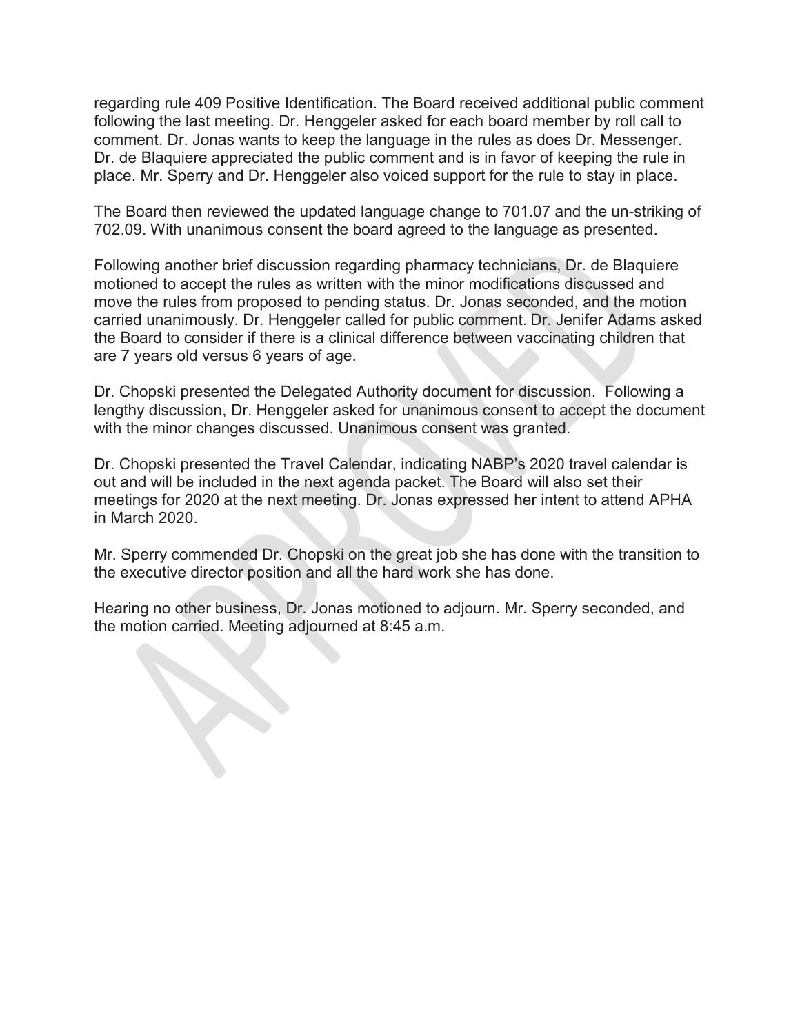regarding rule 409 Positive Identification. The Board received additional public comment following the last meeting. Dr. Henggeler asked for each board member by roll call to comment. Dr. Jonas wants to keep the language in the rules as does Dr. Messenger. Dr. de Blaquiere appreciated the public comment and is in favor of keeping the rule in place. Mr. Sperry and Dr. Henggeler also voiced support for the rule to stay in place.

The Board then reviewed the updated language change to 701.07 and the un-striking of 702.09. With unanimous consent the board agreed to the language as presented.

Following another brief discussion regarding pharmacy technicians, Dr. de Blaquiere motioned to accept the rules as written with the minor modifications discussed and move the rules from proposed to pending status. Dr. Jonas seconded, and the motion carried unanimously. Dr. Henggeler called for public comment. Dr. Jenifer Adams asked the Board to consider if there is a clinical difference between vaccinating children that are 7 years old versus 6 years of age.

Dr. Chopski presented the Delegated Authority document for discussion. Following a lengthy discussion, Dr. Henggeler asked for unanimous consent to accept the document with the minor changes discussed. Unanimous consent was granted.

Dr. Chopski presented the Travel Calendar, indicating NABP's 2020 travel calendar is out and will be included in the next agenda packet. The Board will also set their meetings for 2020 at the next meeting. Dr. Jonas expressed her intent to attend APHA in March 2020.

Mr. Sperry commended Dr. Chopski on the great job she has done with the transition to the executive director position and all the hard work she has done.

Hearing no other business, Dr. Jonas motioned to adjourn. Mr. Sperry seconded, and the motion carried. Meeting adjourned at 8:45 a.m.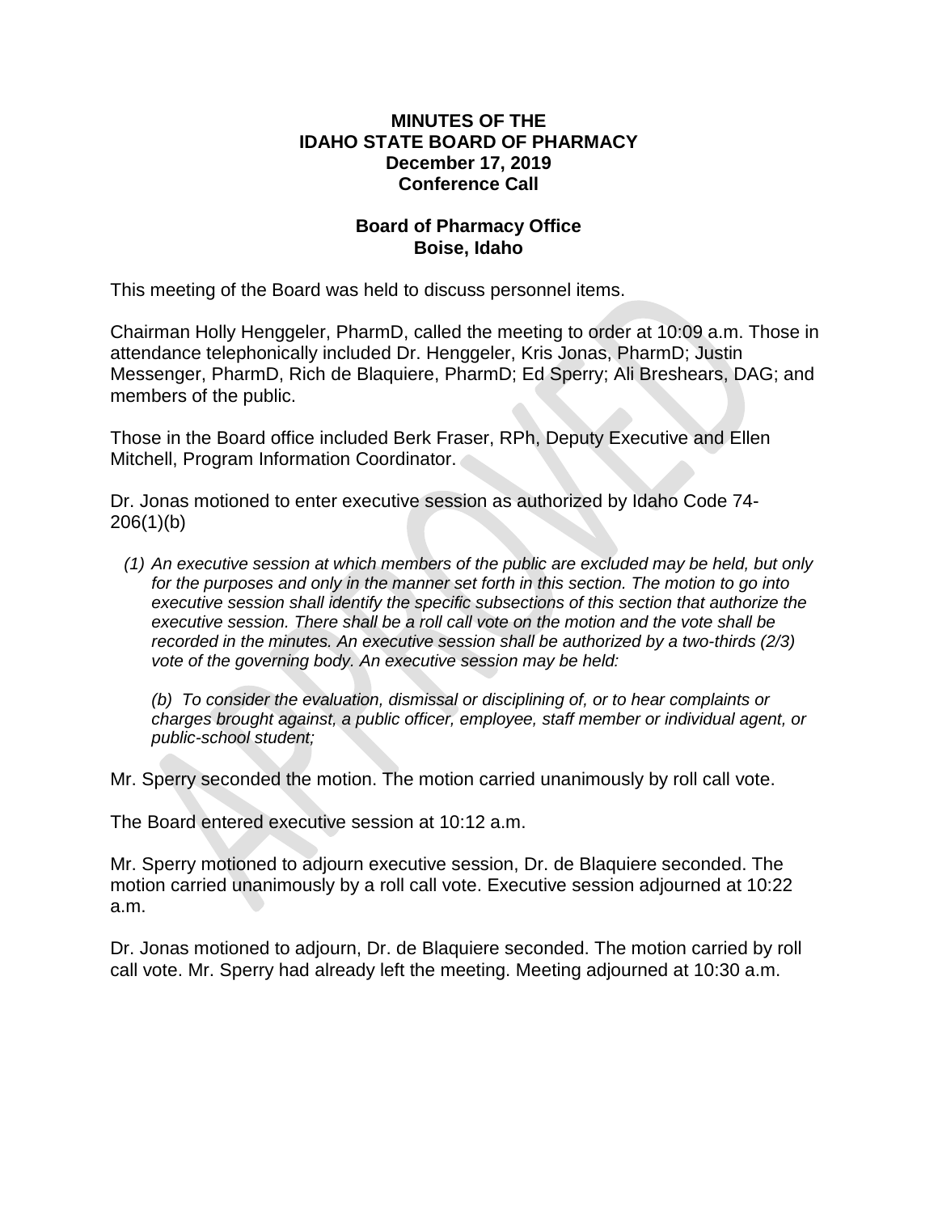# MINUTES OF THE
# IDAHO STATE BOARD OF PHARMACY
## December 17, 2019
## Conference Call

## Board of Pharmacy Office
## Boise, Idaho

This meeting of the Board was held to discuss personnel items.

Chairman Holly Henggeler, PharmD, called the meeting to order at 10:09 a.m. Those in attendance telephonically included Dr. Henggeler, Kris Jonas, PharmD; Justin Messenger, PharmD, Rich de Blaquiere, PharmD; Ed Sperry; Ali Breshears, DAG; and members of the public.

Those in the Board office included Berk Fraser, RPh, Deputy Executive and Ellen Mitchell, Program Information Coordinator.

Dr. Jonas motioned to enter executive session as authorized by Idaho Code 74-206(1)(b)

> *(1) An executive session at which members of the public are excluded may be held, but only for the purposes and only in the manner set forth in this section. The motion to go into executive session shall identify the specific subsections of this section that authorize the executive session. There shall be a roll call vote on the motion and the vote shall be recorded in the minutes. An executive session shall be authorized by a two-thirds (2/3) vote of the governing body. An executive session may be held:*
>
> *(b) To consider the evaluation, dismissal or disciplining of, or to hear complaints or charges brought against, a public officer, employee, staff member or individual agent, or public-school student;*

Mr. Sperry seconded the motion. The motion carried unanimously by roll call vote.

The Board entered executive session at 10:12 a.m.

Mr. Sperry motioned to adjourn executive session, Dr. de Blaquiere seconded. The motion carried unanimously by a roll call vote. Executive session adjourned at 10:22 a.m.

Dr. Jonas motioned to adjourn, Dr. de Blaquiere seconded. The motion carried by roll call vote. Mr. Sperry had already left the meeting. Meeting adjourned at 10:30 a.m.